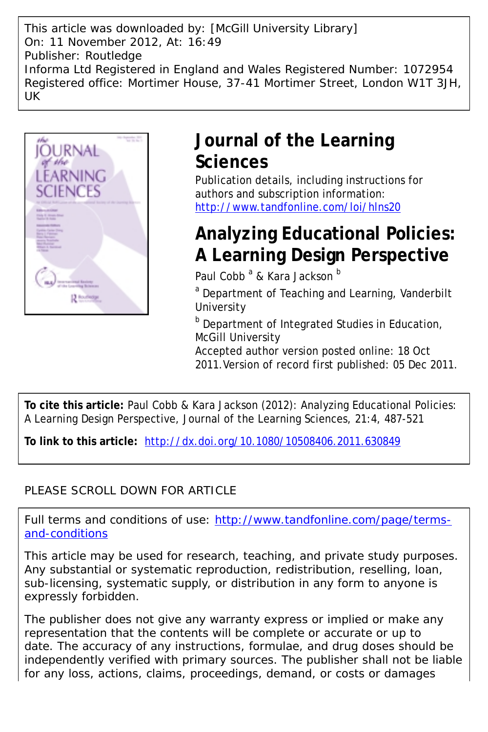This article was downloaded by: [McGill University Library]
On: 11 November 2012, At: 16:49
Publisher: Routledge
Informa Ltd Registered in England and Wales Registered Number: 1072954
Registered office: Mortimer House, 37-41 Mortimer Street, London W1T 3JH, UK

# Journal of the Learning Sciences

Publication details, including instructions for authors and subscription information:
http://www.tandfonline.com/loi/hlns20

# Analyzing Educational Policies: A Learning Design Perspective

Paul Cobb [a] & Kara Jackson [b]

[a] Department of Teaching and Learning, Vanderbilt University

[b] Department of Integrated Studies in Education, McGill University

Accepted author version posted online: 18 Oct 2011. Version of record first published: 05 Dec 2011.

**To cite this article:** Paul Cobb & Kara Jackson (2012): Analyzing Educational Policies: A Learning Design Perspective, Journal of the Learning Sciences, 21:4, 487-521

**To link to this article:** http://dx.doi.org/10.1080/10508406.2011.630849

PLEASE SCROLL DOWN FOR ARTICLE

Full terms and conditions of use: http://www.tandfonline.com/page/terms-and-conditions

This article may be used for research, teaching, and private study purposes. Any substantial or systematic reproduction, redistribution, reselling, loan, sub-licensing, systematic supply, or distribution in any form to anyone is expressly forbidden.

The publisher does not give any warranty express or implied or make any representation that the contents will be complete or accurate or up to date. The accuracy of any instructions, formulae, and drug doses should be independently verified with primary sources. The publisher shall not be liable for any loss, actions, claims, proceedings, demand, or costs or damages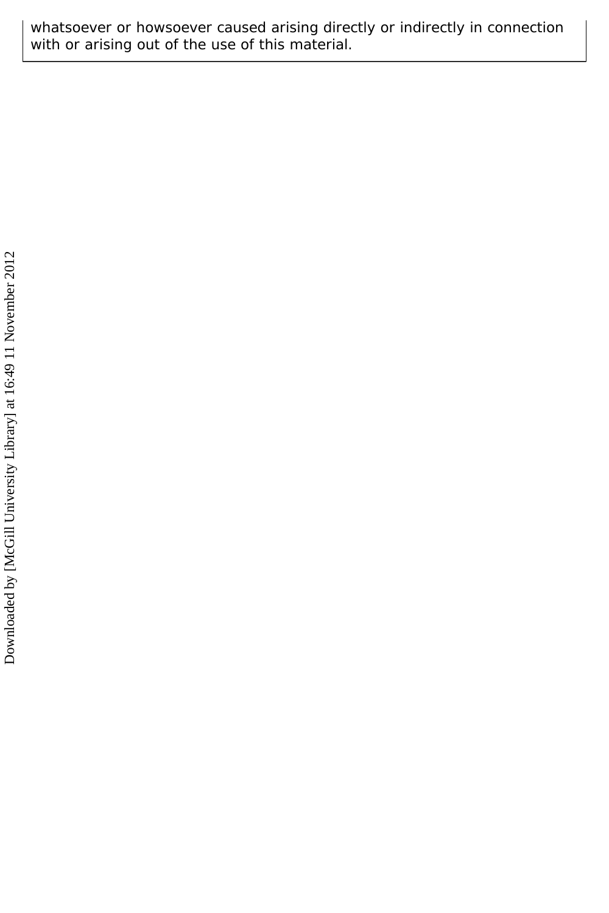whatsoever or howsoever caused arising directly or indirectly in connection with or arising out of the use of this material.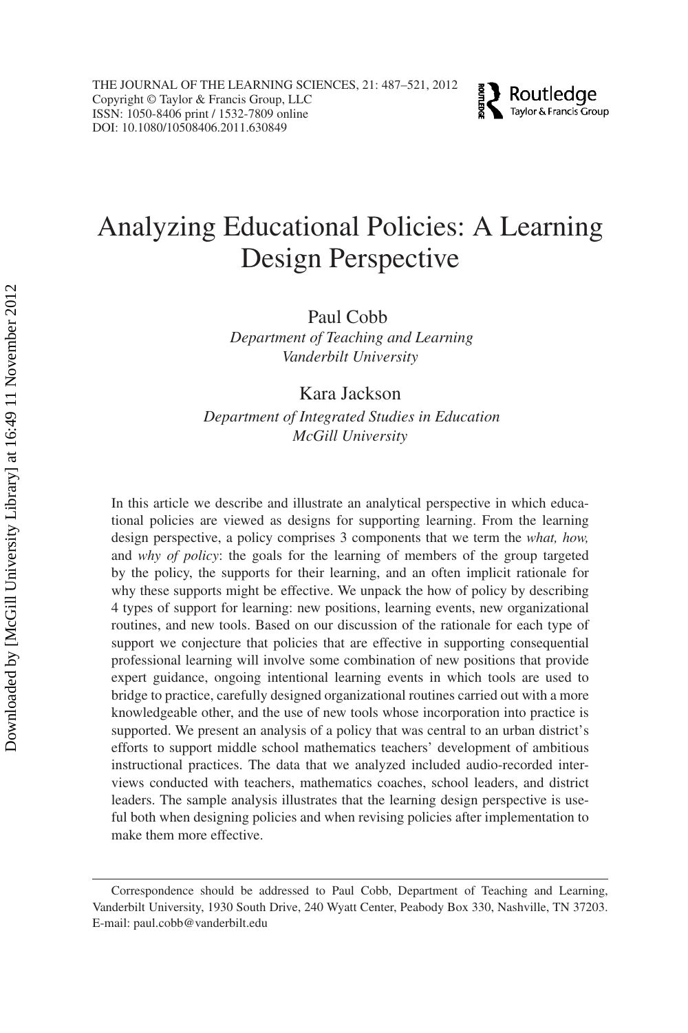# Analyzing Educational Policies: A Learning Design Perspective

Paul Cobb
*Department of Teaching and Learning*
*Vanderbilt University*

Kara Jackson
*Department of Integrated Studies in Education*
*McGill University*

In this article we describe and illustrate an analytical perspective in which educational policies are viewed as designs for supporting learning. From the learning design perspective, a policy comprises 3 components that we term the *what, how,* and *why of policy*: the goals for the learning of members of the group targeted by the policy, the supports for their learning, and an often implicit rationale for why these supports might be effective. We unpack the how of policy by describing 4 types of support for learning: new positions, learning events, new organizational routines, and new tools. Based on our discussion of the rationale for each type of support we conjecture that policies that are effective in supporting consequential professional learning will involve some combination of new positions that provide expert guidance, ongoing intentional learning events in which tools are used to bridge to practice, carefully designed organizational routines carried out with a more knowledgeable other, and the use of new tools whose incorporation into practice is supported. We present an analysis of a policy that was central to an urban district's efforts to support middle school mathematics teachers' development of ambitious instructional practices. The data that we analyzed included audio-recorded interviews conducted with teachers, mathematics coaches, school leaders, and district leaders. The sample analysis illustrates that the learning design perspective is useful both when designing policies and when revising policies after implementation to make them more effective.

---

Correspondence should be addressed to Paul Cobb, Department of Teaching and Learning, Vanderbilt University, 1930 South Drive, 240 Wyatt Center, Peabody Box 330, Nashville, TN 37203. E-mail: paul.cobb@vanderbilt.edu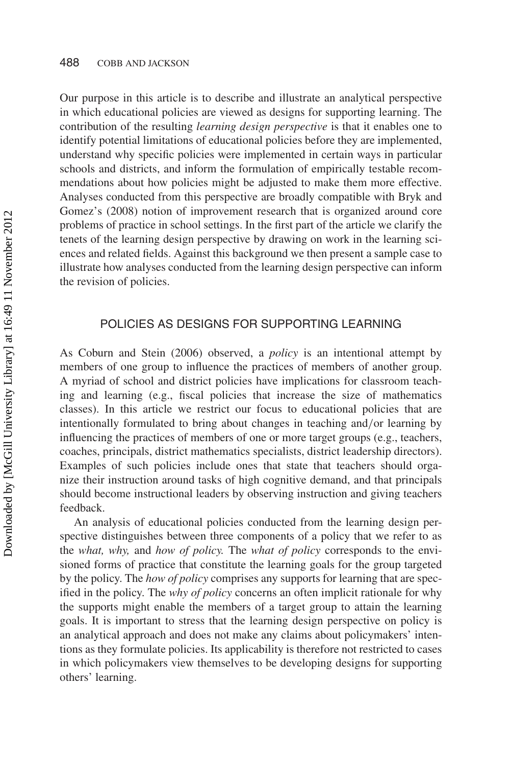Our purpose in this article is to describe and illustrate an analytical perspective in which educational policies are viewed as designs for supporting learning. The contribution of the resulting *learning design perspective* is that it enables one to identify potential limitations of educational policies before they are implemented, understand why specific policies were implemented in certain ways in particular schools and districts, and inform the formulation of empirically testable recommendations about how policies might be adjusted to make them more effective. Analyses conducted from this perspective are broadly compatible with Bryk and Gomez's (2008) notion of improvement research that is organized around core problems of practice in school settings. In the first part of the article we clarify the tenets of the learning design perspective by drawing on work in the learning sciences and related fields. Against this background we then present a sample case to illustrate how analyses conducted from the learning design perspective can inform the revision of policies.

## POLICIES AS DESIGNS FOR SUPPORTING LEARNING

As Coburn and Stein (2006) observed, a *policy* is an intentional attempt by members of one group to influence the practices of members of another group. A myriad of school and district policies have implications for classroom teaching and learning (e.g., fiscal policies that increase the size of mathematics classes). In this article we restrict our focus to educational policies that are intentionally formulated to bring about changes in teaching and/or learning by influencing the practices of members of one or more target groups (e.g., teachers, coaches, principals, district mathematics specialists, district leadership directors). Examples of such policies include ones that state that teachers should organize their instruction around tasks of high cognitive demand, and that principals should become instructional leaders by observing instruction and giving teachers feedback.

An analysis of educational policies conducted from the learning design perspective distinguishes between three components of a policy that we refer to as the *what, why,* and *how of policy.* The *what of policy* corresponds to the envisioned forms of practice that constitute the learning goals for the group targeted by the policy. The *how of policy* comprises any supports for learning that are specified in the policy. The *why of policy* concerns an often implicit rationale for why the supports might enable the members of a target group to attain the learning goals. It is important to stress that the learning design perspective on policy is an analytical approach and does not make any claims about policymakers' intentions as they formulate policies. Its applicability is therefore not restricted to cases in which policymakers view themselves to be developing designs for supporting others' learning.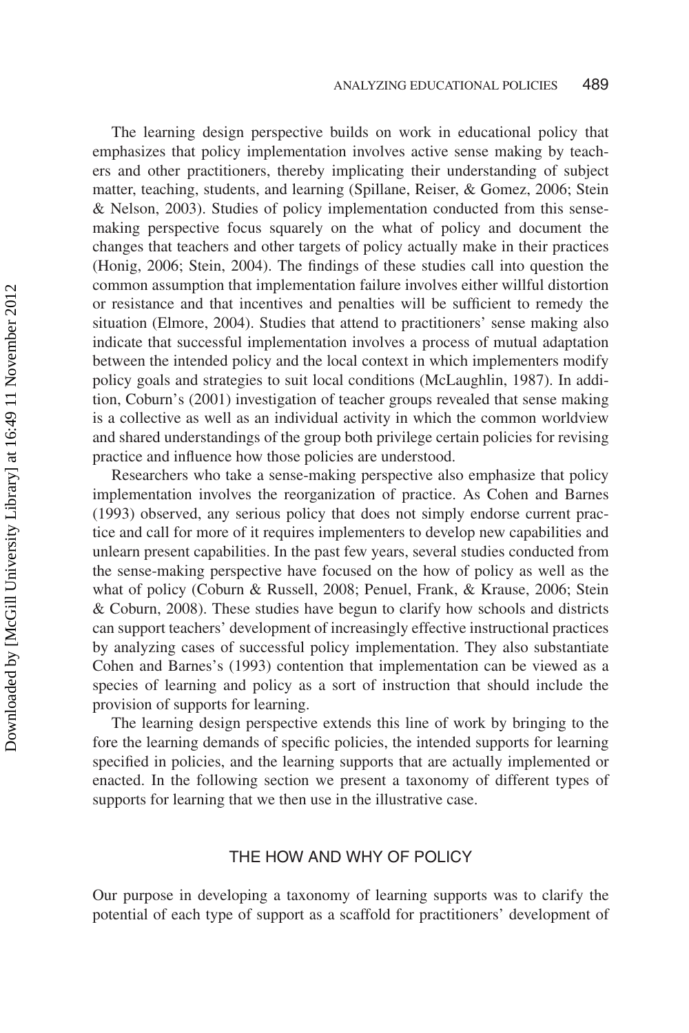The learning design perspective builds on work in educational policy that emphasizes that policy implementation involves active sense making by teachers and other practitioners, thereby implicating their understanding of subject matter, teaching, students, and learning (Spillane, Reiser, & Gomez, 2006; Stein & Nelson, 2003). Studies of policy implementation conducted from this sense-making perspective focus squarely on the what of policy and document the changes that teachers and other targets of policy actually make in their practices (Honig, 2006; Stein, 2004). The findings of these studies call into question the common assumption that implementation failure involves either willful distortion or resistance and that incentives and penalties will be sufficient to remedy the situation (Elmore, 2004). Studies that attend to practitioners' sense making also indicate that successful implementation involves a process of mutual adaptation between the intended policy and the local context in which implementers modify policy goals and strategies to suit local conditions (McLaughlin, 1987). In addition, Coburn's (2001) investigation of teacher groups revealed that sense making is a collective as well as an individual activity in which the common worldview and shared understandings of the group both privilege certain policies for revising practice and influence how those policies are understood.

Researchers who take a sense-making perspective also emphasize that policy implementation involves the reorganization of practice. As Cohen and Barnes (1993) observed, any serious policy that does not simply endorse current practice and call for more of it requires implementers to develop new capabilities and unlearn present capabilities. In the past few years, several studies conducted from the sense-making perspective have focused on the how of policy as well as the what of policy (Coburn & Russell, 2008; Penuel, Frank, & Krause, 2006; Stein & Coburn, 2008). These studies have begun to clarify how schools and districts can support teachers' development of increasingly effective instructional practices by analyzing cases of successful policy implementation. They also substantiate Cohen and Barnes's (1993) contention that implementation can be viewed as a species of learning and policy as a sort of instruction that should include the provision of supports for learning.

The learning design perspective extends this line of work by bringing to the fore the learning demands of specific policies, the intended supports for learning specified in policies, and the learning supports that are actually implemented or enacted. In the following section we present a taxonomy of different types of supports for learning that we then use in the illustrative case.

## THE HOW AND WHY OF POLICY

Our purpose in developing a taxonomy of learning supports was to clarify the potential of each type of support as a scaffold for practitioners' development of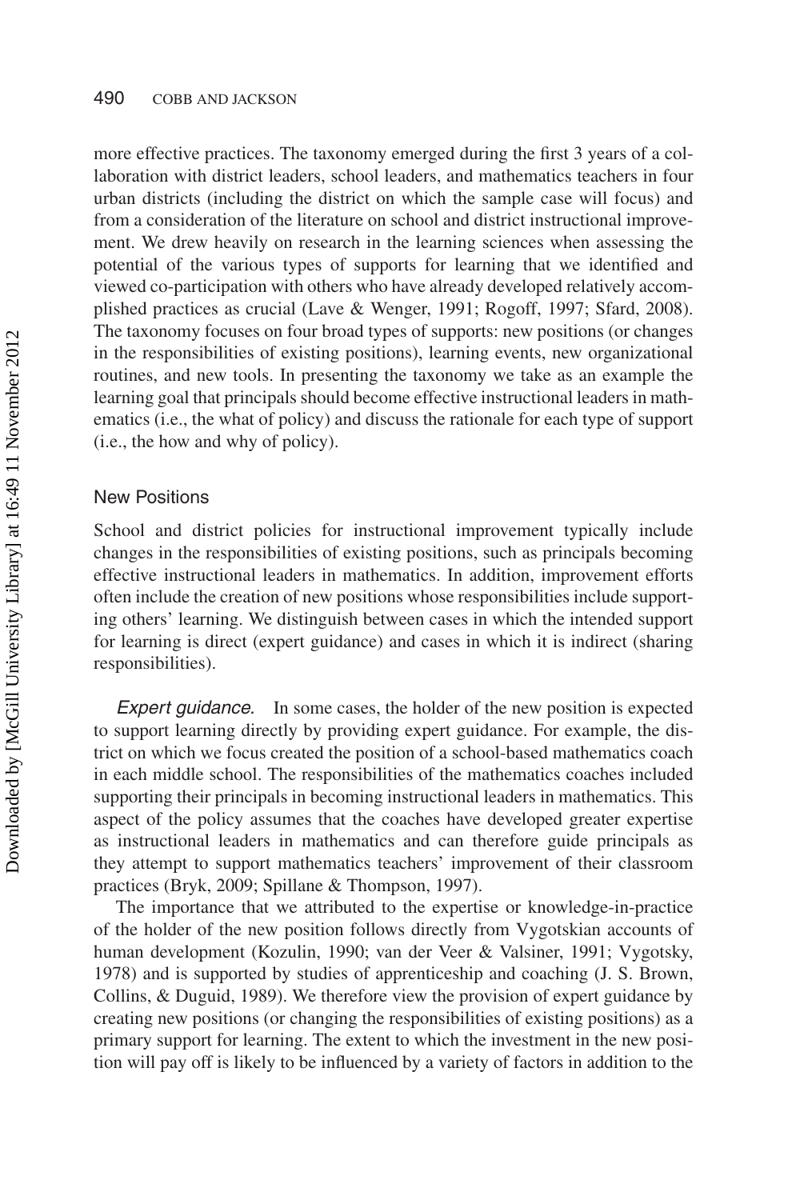more effective practices. The taxonomy emerged during the first 3 years of a collaboration with district leaders, school leaders, and mathematics teachers in four urban districts (including the district on which the sample case will focus) and from a consideration of the literature on school and district instructional improvement. We drew heavily on research in the learning sciences when assessing the potential of the various types of supports for learning that we identified and viewed co-participation with others who have already developed relatively accomplished practices as crucial (Lave & Wenger, 1991; Rogoff, 1997; Sfard, 2008). The taxonomy focuses on four broad types of supports: new positions (or changes in the responsibilities of existing positions), learning events, new organizational routines, and new tools. In presenting the taxonomy we take as an example the learning goal that principals should become effective instructional leaders in mathematics (i.e., the what of policy) and discuss the rationale for each type of support (i.e., the how and why of policy).

### New Positions

School and district policies for instructional improvement typically include changes in the responsibilities of existing positions, such as principals becoming effective instructional leaders in mathematics. In addition, improvement efforts often include the creation of new positions whose responsibilities include supporting others' learning. We distinguish between cases in which the intended support for learning is direct (expert guidance) and cases in which it is indirect (sharing responsibilities).

*Expert guidance.* In some cases, the holder of the new position is expected to support learning directly by providing expert guidance. For example, the district on which we focus created the position of a school-based mathematics coach in each middle school. The responsibilities of the mathematics coaches included supporting their principals in becoming instructional leaders in mathematics. This aspect of the policy assumes that the coaches have developed greater expertise as instructional leaders in mathematics and can therefore guide principals as they attempt to support mathematics teachers' improvement of their classroom practices (Bryk, 2009; Spillane & Thompson, 1997).

The importance that we attributed to the expertise or knowledge-in-practice of the holder of the new position follows directly from Vygotskian accounts of human development (Kozulin, 1990; van der Veer & Valsiner, 1991; Vygotsky, 1978) and is supported by studies of apprenticeship and coaching (J. S. Brown, Collins, & Duguid, 1989). We therefore view the provision of expert guidance by creating new positions (or changing the responsibilities of existing positions) as a primary support for learning. The extent to which the investment in the new position will pay off is likely to be influenced by a variety of factors in addition to the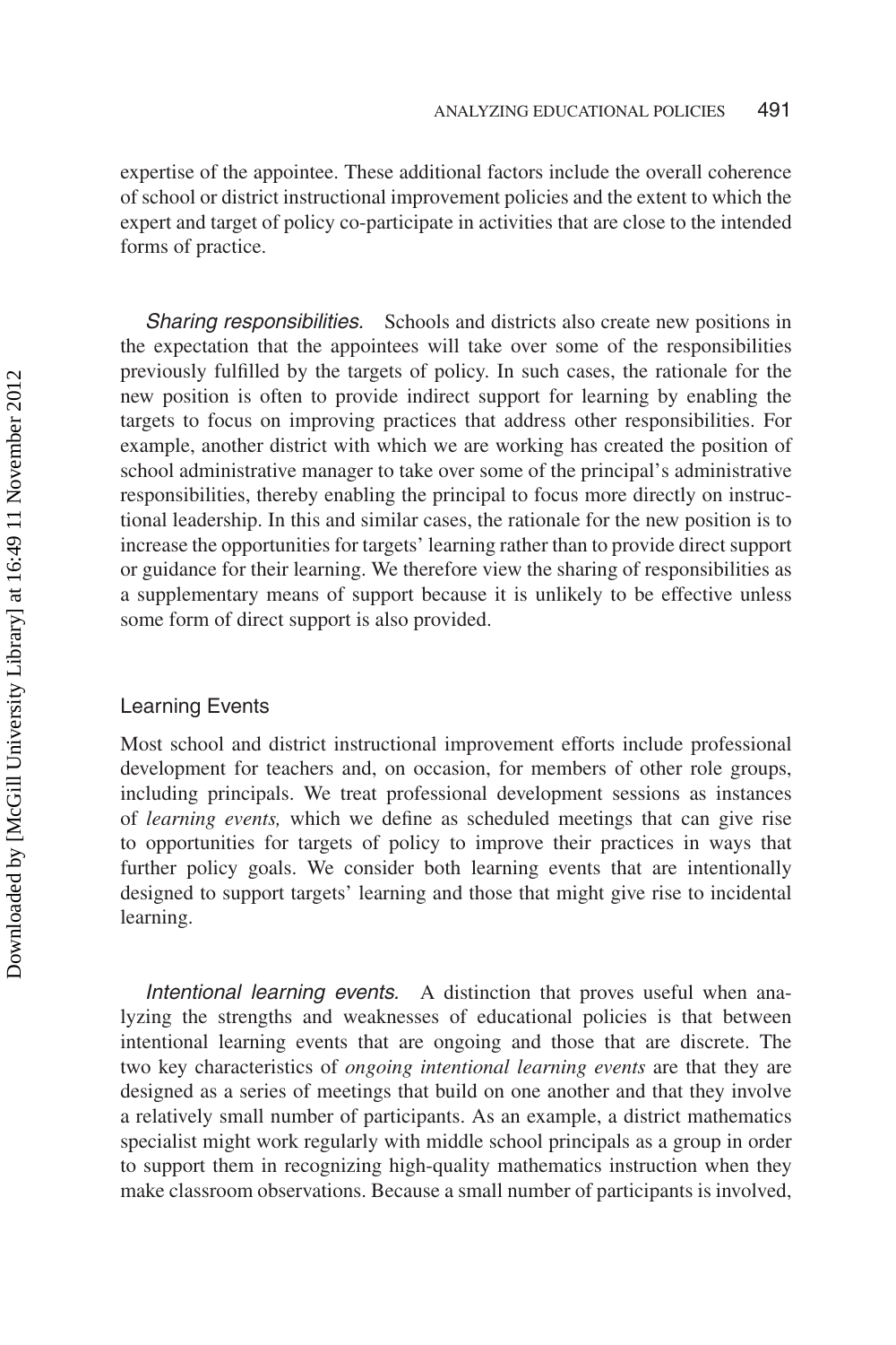expertise of the appointee. These additional factors include the overall coherence of school or district instructional improvement policies and the extent to which the expert and target of policy co-participate in activities that are close to the intended forms of practice.

*Sharing responsibilities.* Schools and districts also create new positions in the expectation that the appointees will take over some of the responsibilities previously fulfilled by the targets of policy. In such cases, the rationale for the new position is often to provide indirect support for learning by enabling the targets to focus on improving practices that address other responsibilities. For example, another district with which we are working has created the position of school administrative manager to take over some of the principal's administrative responsibilities, thereby enabling the principal to focus more directly on instructional leadership. In this and similar cases, the rationale for the new position is to increase the opportunities for targets' learning rather than to provide direct support or guidance for their learning. We therefore view the sharing of responsibilities as a supplementary means of support because it is unlikely to be effective unless some form of direct support is also provided.

### Learning Events

Most school and district instructional improvement efforts include professional development for teachers and, on occasion, for members of other role groups, including principals. We treat professional development sessions as instances of *learning events,* which we define as scheduled meetings that can give rise to opportunities for targets of policy to improve their practices in ways that further policy goals. We consider both learning events that are intentionally designed to support targets' learning and those that might give rise to incidental learning.

*Intentional learning events.* A distinction that proves useful when analyzing the strengths and weaknesses of educational policies is that between intentional learning events that are ongoing and those that are discrete. The two key characteristics of *ongoing intentional learning events* are that they are designed as a series of meetings that build on one another and that they involve a relatively small number of participants. As an example, a district mathematics specialist might work regularly with middle school principals as a group in order to support them in recognizing high-quality mathematics instruction when they make classroom observations. Because a small number of participants is involved,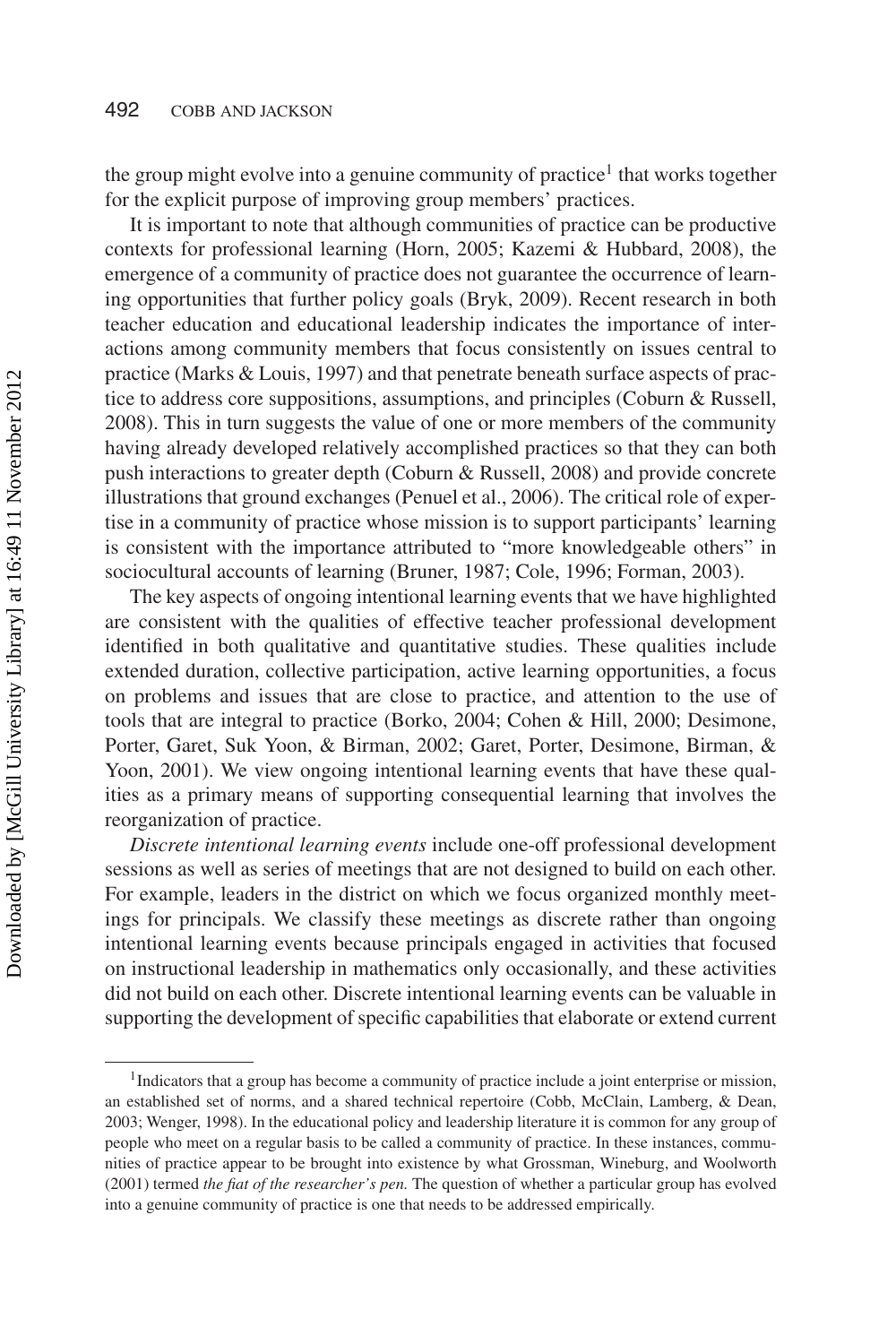the group might evolve into a genuine community of practice[1] that works together for the explicit purpose of improving group members' practices.

It is important to note that although communities of practice can be productive contexts for professional learning (Horn, 2005; Kazemi & Hubbard, 2008), the emergence of a community of practice does not guarantee the occurrence of learning opportunities that further policy goals (Bryk, 2009). Recent research in both teacher education and educational leadership indicates the importance of interactions among community members that focus consistently on issues central to practice (Marks & Louis, 1997) and that penetrate beneath surface aspects of practice to address core suppositions, assumptions, and principles (Coburn & Russell, 2008). This in turn suggests the value of one or more members of the community having already developed relatively accomplished practices so that they can both push interactions to greater depth (Coburn & Russell, 2008) and provide concrete illustrations that ground exchanges (Penuel et al., 2006). The critical role of expertise in a community of practice whose mission is to support participants' learning is consistent with the importance attributed to "more knowledgeable others" in sociocultural accounts of learning (Bruner, 1987; Cole, 1996; Forman, 2003).

The key aspects of ongoing intentional learning events that we have highlighted are consistent with the qualities of effective teacher professional development identified in both qualitative and quantitative studies. These qualities include extended duration, collective participation, active learning opportunities, a focus on problems and issues that are close to practice, and attention to the use of tools that are integral to practice (Borko, 2004; Cohen & Hill, 2000; Desimone, Porter, Garet, Suk Yoon, & Birman, 2002; Garet, Porter, Desimone, Birman, & Yoon, 2001). We view ongoing intentional learning events that have these qualities as a primary means of supporting consequential learning that involves the reorganization of practice.

*Discrete intentional learning events* include one-off professional development sessions as well as series of meetings that are not designed to build on each other. For example, leaders in the district on which we focus organized monthly meetings for principals. We classify these meetings as discrete rather than ongoing intentional learning events because principals engaged in activities that focused on instructional leadership in mathematics only occasionally, and these activities did not build on each other. Discrete intentional learning events can be valuable in supporting the development of specific capabilities that elaborate or extend current

[1] Indicators that a group has become a community of practice include a joint enterprise or mission, an established set of norms, and a shared technical repertoire (Cobb, McClain, Lamberg, & Dean, 2003; Wenger, 1998). In the educational policy and leadership literature it is common for any group of people who meet on a regular basis to be called a community of practice. In these instances, communities of practice appear to be brought into existence by what Grossman, Wineburg, and Woolworth (2001) termed *the fiat of the researcher's pen.* The question of whether a particular group has evolved into a genuine community of practice is one that needs to be addressed empirically.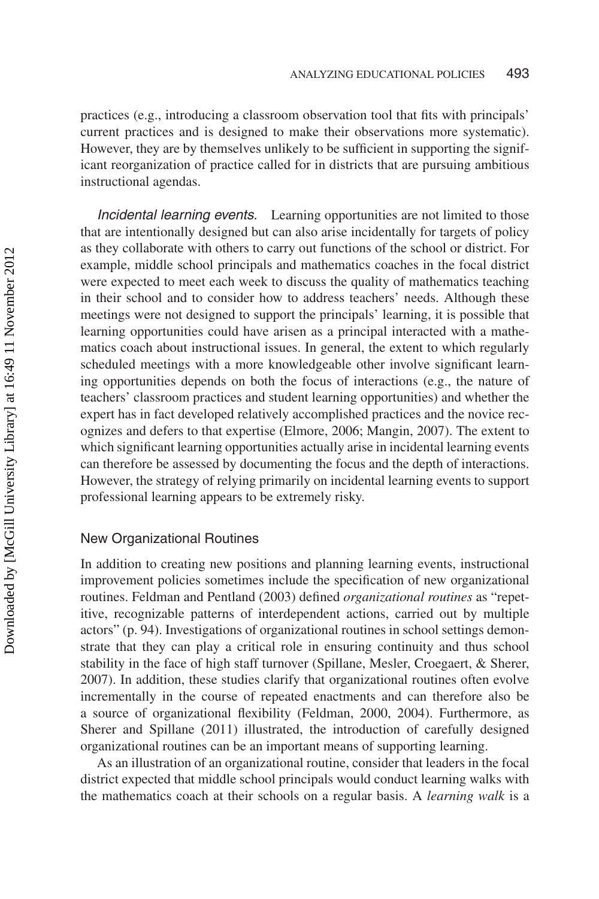practices (e.g., introducing a classroom observation tool that fits with principals' current practices and is designed to make their observations more systematic). However, they are by themselves unlikely to be sufficient in supporting the significant reorganization of practice called for in districts that are pursuing ambitious instructional agendas.

*Incidental learning events.* Learning opportunities are not limited to those that are intentionally designed but can also arise incidentally for targets of policy as they collaborate with others to carry out functions of the school or district. For example, middle school principals and mathematics coaches in the focal district were expected to meet each week to discuss the quality of mathematics teaching in their school and to consider how to address teachers' needs. Although these meetings were not designed to support the principals' learning, it is possible that learning opportunities could have arisen as a principal interacted with a mathematics coach about instructional issues. In general, the extent to which regularly scheduled meetings with a more knowledgeable other involve significant learning opportunities depends on both the focus of interactions (e.g., the nature of teachers' classroom practices and student learning opportunities) and whether the expert has in fact developed relatively accomplished practices and the novice recognizes and defers to that expertise (Elmore, 2006; Mangin, 2007). The extent to which significant learning opportunities actually arise in incidental learning events can therefore be assessed by documenting the focus and the depth of interactions. However, the strategy of relying primarily on incidental learning events to support professional learning appears to be extremely risky.

### New Organizational Routines

In addition to creating new positions and planning learning events, instructional improvement policies sometimes include the specification of new organizational routines. Feldman and Pentland (2003) defined *organizational routines* as "repetitive, recognizable patterns of interdependent actions, carried out by multiple actors" (p. 94). Investigations of organizational routines in school settings demonstrate that they can play a critical role in ensuring continuity and thus school stability in the face of high staff turnover (Spillane, Mesler, Croegaert, & Sherer, 2007). In addition, these studies clarify that organizational routines often evolve incrementally in the course of repeated enactments and can therefore also be a source of organizational flexibility (Feldman, 2000, 2004). Furthermore, as Sherer and Spillane (2011) illustrated, the introduction of carefully designed organizational routines can be an important means of supporting learning.

As an illustration of an organizational routine, consider that leaders in the focal district expected that middle school principals would conduct learning walks with the mathematics coach at their schools on a regular basis. A *learning walk* is a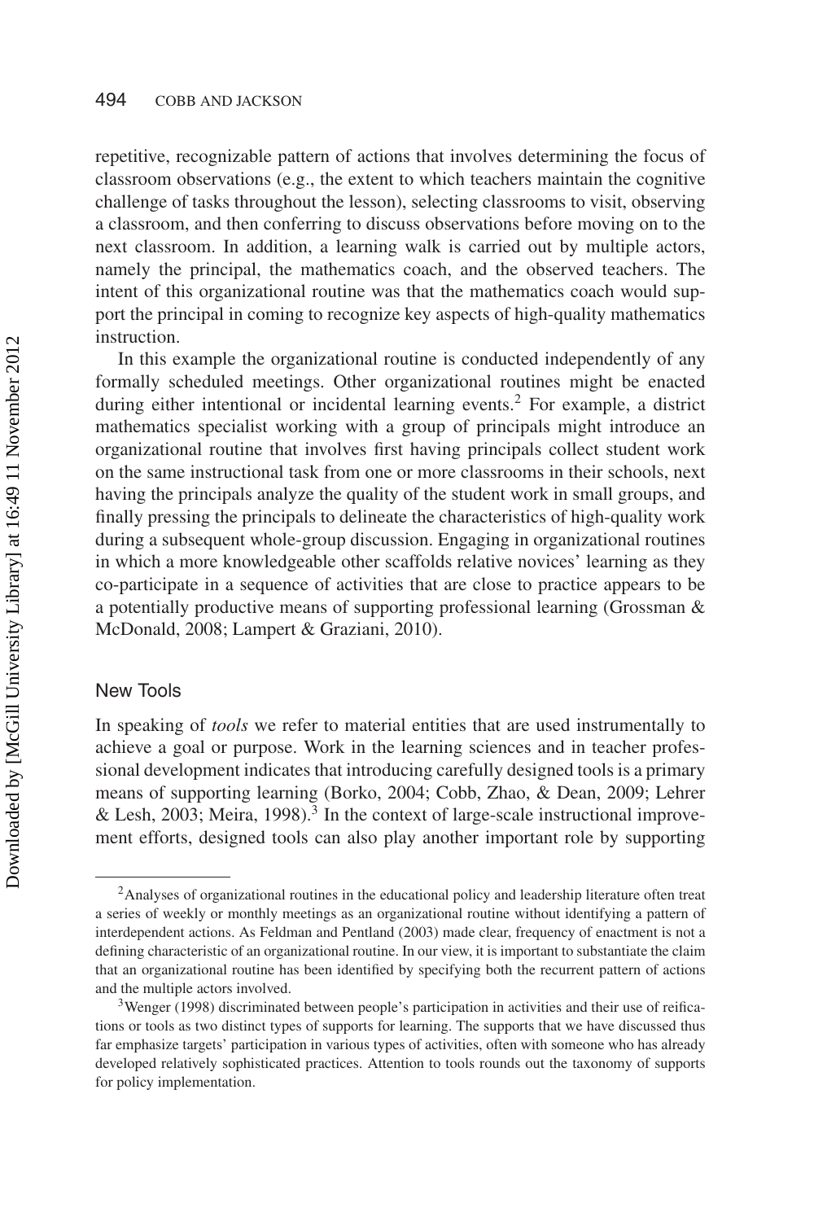repetitive, recognizable pattern of actions that involves determining the focus of classroom observations (e.g., the extent to which teachers maintain the cognitive challenge of tasks throughout the lesson), selecting classrooms to visit, observing a classroom, and then conferring to discuss observations before moving on to the next classroom. In addition, a learning walk is carried out by multiple actors, namely the principal, the mathematics coach, and the observed teachers. The intent of this organizational routine was that the mathematics coach would support the principal in coming to recognize key aspects of high-quality mathematics instruction.

In this example the organizational routine is conducted independently of any formally scheduled meetings. Other organizational routines might be enacted during either intentional or incidental learning events.[2] For example, a district mathematics specialist working with a group of principals might introduce an organizational routine that involves first having principals collect student work on the same instructional task from one or more classrooms in their schools, next having the principals analyze the quality of the student work in small groups, and finally pressing the principals to delineate the characteristics of high-quality work during a subsequent whole-group discussion. Engaging in organizational routines in which a more knowledgeable other scaffolds relative novices' learning as they co-participate in a sequence of activities that are close to practice appears to be a potentially productive means of supporting professional learning (Grossman & McDonald, 2008; Lampert & Graziani, 2010).

### New Tools

In speaking of *tools* we refer to material entities that are used instrumentally to achieve a goal or purpose. Work in the learning sciences and in teacher professional development indicates that introducing carefully designed tools is a primary means of supporting learning (Borko, 2004; Cobb, Zhao, & Dean, 2009; Lehrer & Lesh, 2003; Meira, 1998).[3] In the context of large-scale instructional improvement efforts, designed tools can also play another important role by supporting

---

[2] Analyses of organizational routines in the educational policy and leadership literature often treat a series of weekly or monthly meetings as an organizational routine without identifying a pattern of interdependent actions. As Feldman and Pentland (2003) made clear, frequency of enactment is not a defining characteristic of an organizational routine. In our view, it is important to substantiate the claim that an organizational routine has been identified by specifying both the recurrent pattern of actions and the multiple actors involved.

[3] Wenger (1998) discriminated between people's participation in activities and their use of reifications or tools as two distinct types of supports for learning. The supports that we have discussed thus far emphasize targets' participation in various types of activities, often with someone who has already developed relatively sophisticated practices. Attention to tools rounds out the taxonomy of supports for policy implementation.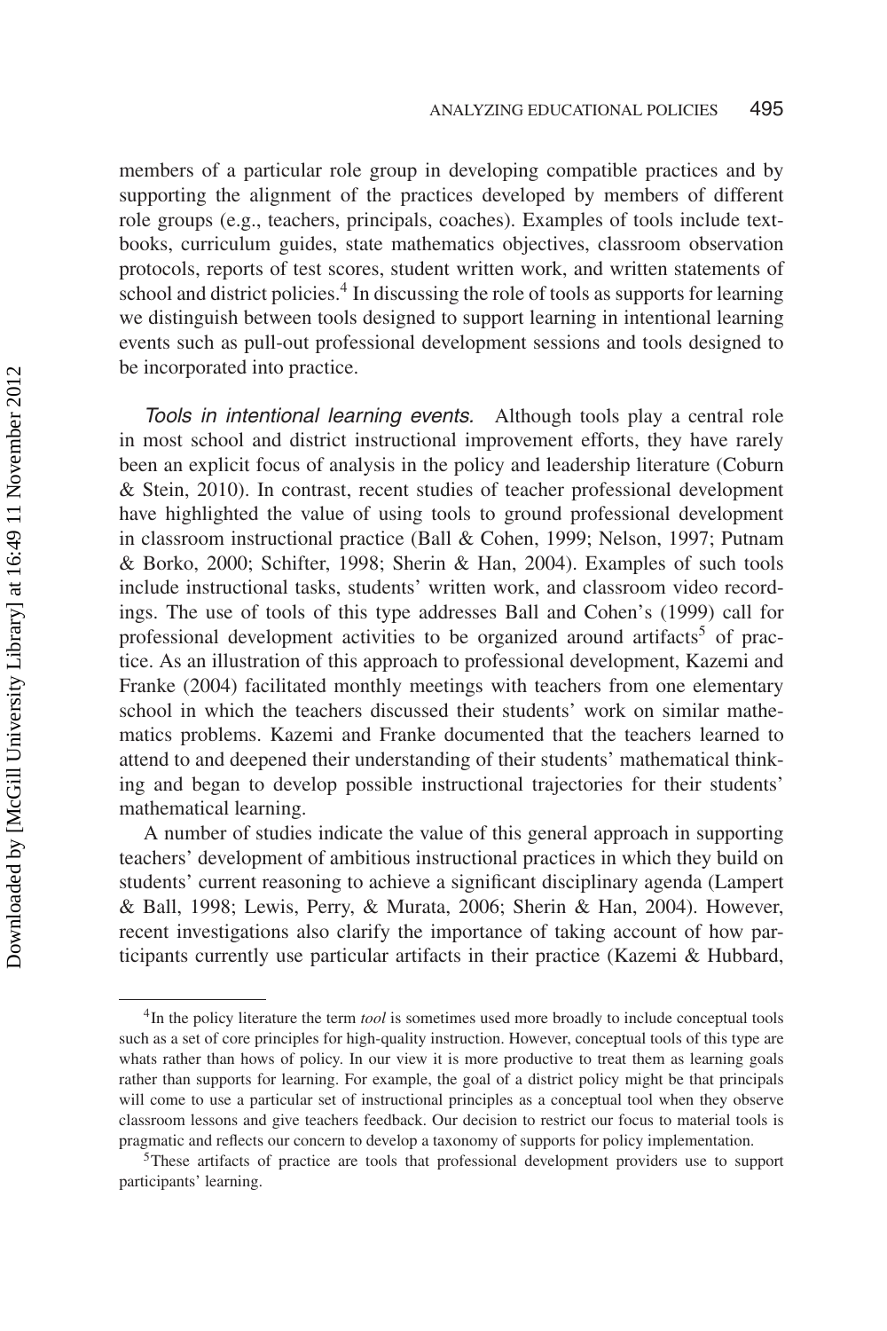members of a particular role group in developing compatible practices and by supporting the alignment of the practices developed by members of different role groups (e.g., teachers, principals, coaches). Examples of tools include textbooks, curriculum guides, state mathematics objectives, classroom observation protocols, reports of test scores, student written work, and written statements of school and district policies.[4] In discussing the role of tools as supports for learning we distinguish between tools designed to support learning in intentional learning events such as pull-out professional development sessions and tools designed to be incorporated into practice.

*Tools in intentional learning events.* Although tools play a central role in most school and district instructional improvement efforts, they have rarely been an explicit focus of analysis in the policy and leadership literature (Coburn & Stein, 2010). In contrast, recent studies of teacher professional development have highlighted the value of using tools to ground professional development in classroom instructional practice (Ball & Cohen, 1999; Nelson, 1997; Putnam & Borko, 2000; Schifter, 1998; Sherin & Han, 2004). Examples of such tools include instructional tasks, students' written work, and classroom video recordings. The use of tools of this type addresses Ball and Cohen's (1999) call for professional development activities to be organized around artifacts[5] of practice. As an illustration of this approach to professional development, Kazemi and Franke (2004) facilitated monthly meetings with teachers from one elementary school in which the teachers discussed their students' work on similar mathematics problems. Kazemi and Franke documented that the teachers learned to attend to and deepened their understanding of their students' mathematical thinking and began to develop possible instructional trajectories for their students' mathematical learning.

A number of studies indicate the value of this general approach in supporting teachers' development of ambitious instructional practices in which they build on students' current reasoning to achieve a significant disciplinary agenda (Lampert & Ball, 1998; Lewis, Perry, & Murata, 2006; Sherin & Han, 2004). However, recent investigations also clarify the importance of taking account of how participants currently use particular artifacts in their practice (Kazemi & Hubbard,

---

[4]In the policy literature the term *tool* is sometimes used more broadly to include conceptual tools such as a set of core principles for high-quality instruction. However, conceptual tools of this type are whats rather than hows of policy. In our view it is more productive to treat them as learning goals rather than supports for learning. For example, the goal of a district policy might be that principals will come to use a particular set of instructional principles as a conceptual tool when they observe classroom lessons and give teachers feedback. Our decision to restrict our focus to material tools is pragmatic and reflects our concern to develop a taxonomy of supports for policy implementation.

[5]These artifacts of practice are tools that professional development providers use to support participants' learning.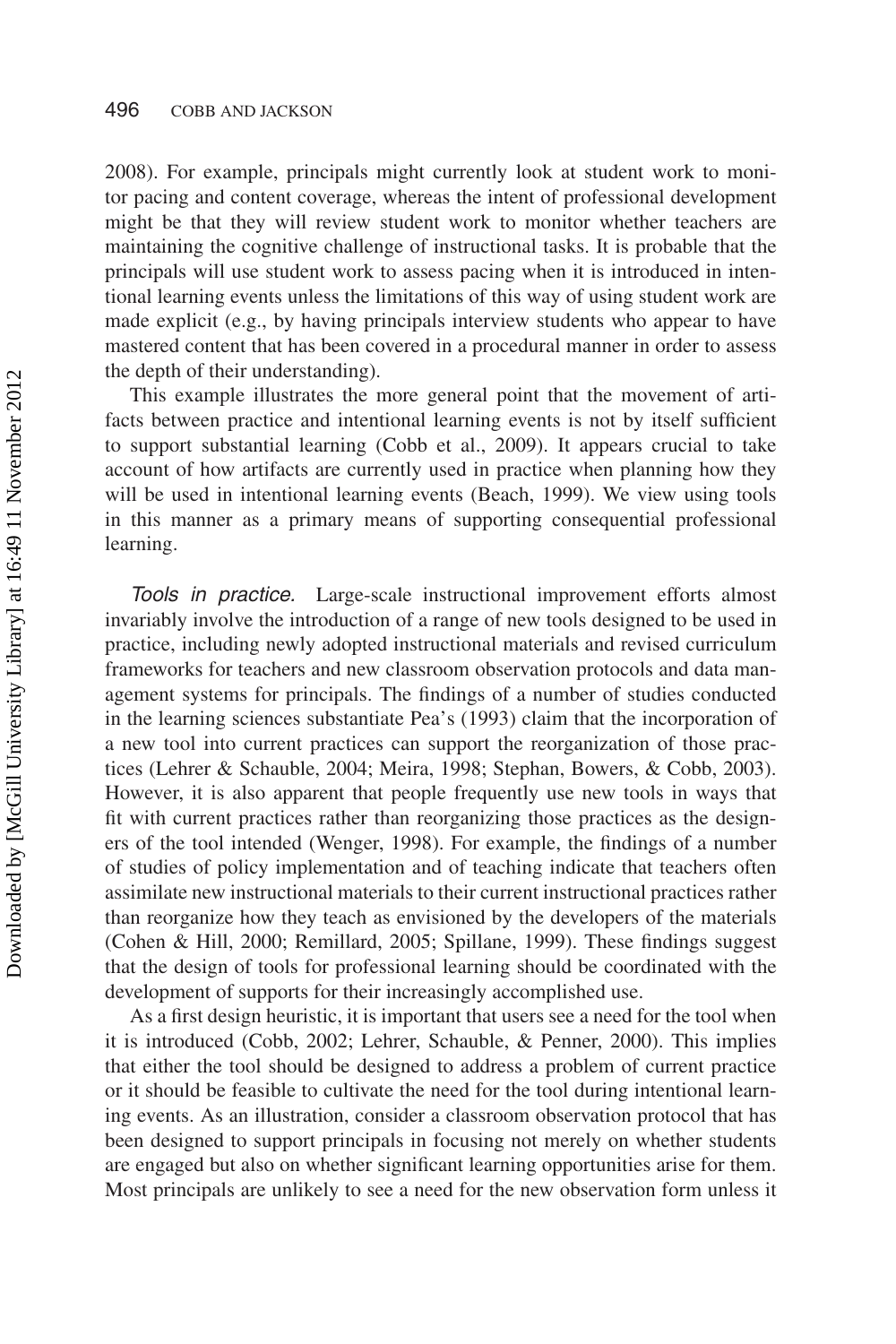2008). For example, principals might currently look at student work to monitor pacing and content coverage, whereas the intent of professional development might be that they will review student work to monitor whether teachers are maintaining the cognitive challenge of instructional tasks. It is probable that the principals will use student work to assess pacing when it is introduced in intentional learning events unless the limitations of this way of using student work are made explicit (e.g., by having principals interview students who appear to have mastered content that has been covered in a procedural manner in order to assess the depth of their understanding).

This example illustrates the more general point that the movement of artifacts between practice and intentional learning events is not by itself sufficient to support substantial learning (Cobb et al., 2009). It appears crucial to take account of how artifacts are currently used in practice when planning how they will be used in intentional learning events (Beach, 1999). We view using tools in this manner as a primary means of supporting consequential professional learning.

*Tools in practice.* Large-scale instructional improvement efforts almost invariably involve the introduction of a range of new tools designed to be used in practice, including newly adopted instructional materials and revised curriculum frameworks for teachers and new classroom observation protocols and data management systems for principals. The findings of a number of studies conducted in the learning sciences substantiate Pea's (1993) claim that the incorporation of a new tool into current practices can support the reorganization of those practices (Lehrer & Schauble, 2004; Meira, 1998; Stephan, Bowers, & Cobb, 2003). However, it is also apparent that people frequently use new tools in ways that fit with current practices rather than reorganizing those practices as the designers of the tool intended (Wenger, 1998). For example, the findings of a number of studies of policy implementation and of teaching indicate that teachers often assimilate new instructional materials to their current instructional practices rather than reorganize how they teach as envisioned by the developers of the materials (Cohen & Hill, 2000; Remillard, 2005; Spillane, 1999). These findings suggest that the design of tools for professional learning should be coordinated with the development of supports for their increasingly accomplished use.

As a first design heuristic, it is important that users see a need for the tool when it is introduced (Cobb, 2002; Lehrer, Schauble, & Penner, 2000). This implies that either the tool should be designed to address a problem of current practice or it should be feasible to cultivate the need for the tool during intentional learning events. As an illustration, consider a classroom observation protocol that has been designed to support principals in focusing not merely on whether students are engaged but also on whether significant learning opportunities arise for them. Most principals are unlikely to see a need for the new observation form unless it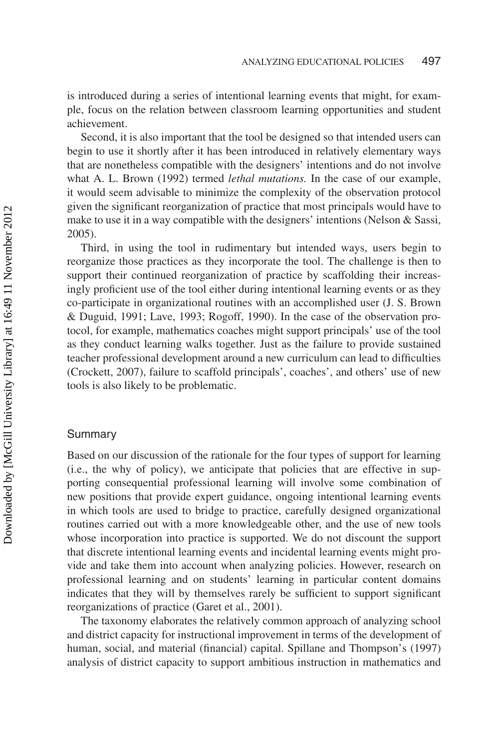is introduced during a series of intentional learning events that might, for example, focus on the relation between classroom learning opportunities and student achievement.

Second, it is also important that the tool be designed so that intended users can begin to use it shortly after it has been introduced in relatively elementary ways that are nonetheless compatible with the designers' intentions and do not involve what A. L. Brown (1992) termed *lethal mutations.* In the case of our example, it would seem advisable to minimize the complexity of the observation protocol given the significant reorganization of practice that most principals would have to make to use it in a way compatible with the designers' intentions (Nelson & Sassi, 2005).

Third, in using the tool in rudimentary but intended ways, users begin to reorganize those practices as they incorporate the tool. The challenge is then to support their continued reorganization of practice by scaffolding their increasingly proficient use of the tool either during intentional learning events or as they co-participate in organizational routines with an accomplished user (J. S. Brown & Duguid, 1991; Lave, 1993; Rogoff, 1990). In the case of the observation protocol, for example, mathematics coaches might support principals' use of the tool as they conduct learning walks together. Just as the failure to provide sustained teacher professional development around a new curriculum can lead to difficulties (Crockett, 2007), failure to scaffold principals', coaches', and others' use of new tools is also likely to be problematic.

### Summary

Based on our discussion of the rationale for the four types of support for learning (i.e., the why of policy), we anticipate that policies that are effective in supporting consequential professional learning will involve some combination of new positions that provide expert guidance, ongoing intentional learning events in which tools are used to bridge to practice, carefully designed organizational routines carried out with a more knowledgeable other, and the use of new tools whose incorporation into practice is supported. We do not discount the support that discrete intentional learning events and incidental learning events might provide and take them into account when analyzing policies. However, research on professional learning and on students' learning in particular content domains indicates that they will by themselves rarely be sufficient to support significant reorganizations of practice (Garet et al., 2001).

The taxonomy elaborates the relatively common approach of analyzing school and district capacity for instructional improvement in terms of the development of human, social, and material (financial) capital. Spillane and Thompson's (1997) analysis of district capacity to support ambitious instruction in mathematics and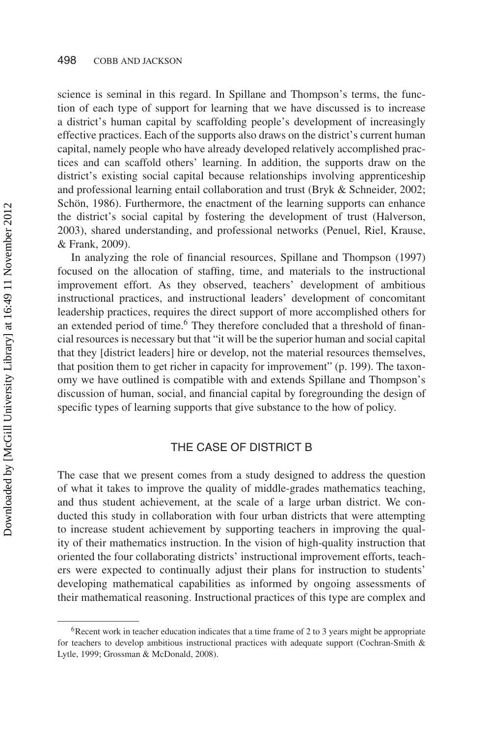science is seminal in this regard. In Spillane and Thompson's terms, the function of each type of support for learning that we have discussed is to increase a district's human capital by scaffolding people's development of increasingly effective practices. Each of the supports also draws on the district's current human capital, namely people who have already developed relatively accomplished practices and can scaffold others' learning. In addition, the supports draw on the district's existing social capital because relationships involving apprenticeship and professional learning entail collaboration and trust (Bryk & Schneider, 2002; Schön, 1986). Furthermore, the enactment of the learning supports can enhance the district's social capital by fostering the development of trust (Halverson, 2003), shared understanding, and professional networks (Penuel, Riel, Krause, & Frank, 2009).

In analyzing the role of financial resources, Spillane and Thompson (1997) focused on the allocation of staffing, time, and materials to the instructional improvement effort. As they observed, teachers' development of ambitious instructional practices, and instructional leaders' development of concomitant leadership practices, requires the direct support of more accomplished others for an extended period of time.[6] They therefore concluded that a threshold of financial resources is necessary but that "it will be the superior human and social capital that they [district leaders] hire or develop, not the material resources themselves, that position them to get richer in capacity for improvement" (p. 199). The taxonomy we have outlined is compatible with and extends Spillane and Thompson's discussion of human, social, and financial capital by foregrounding the design of specific types of learning supports that give substance to the how of policy.

## THE CASE OF DISTRICT B

The case that we present comes from a study designed to address the question of what it takes to improve the quality of middle-grades mathematics teaching, and thus student achievement, at the scale of a large urban district. We conducted this study in collaboration with four urban districts that were attempting to increase student achievement by supporting teachers in improving the quality of their mathematics instruction. In the vision of high-quality instruction that oriented the four collaborating districts' instructional improvement efforts, teachers were expected to continually adjust their plans for instruction to students' developing mathematical capabilities as informed by ongoing assessments of their mathematical reasoning. Instructional practices of this type are complex and

[6] Recent work in teacher education indicates that a time frame of 2 to 3 years might be appropriate for teachers to develop ambitious instructional practices with adequate support (Cochran-Smith & Lytle, 1999; Grossman & McDonald, 2008).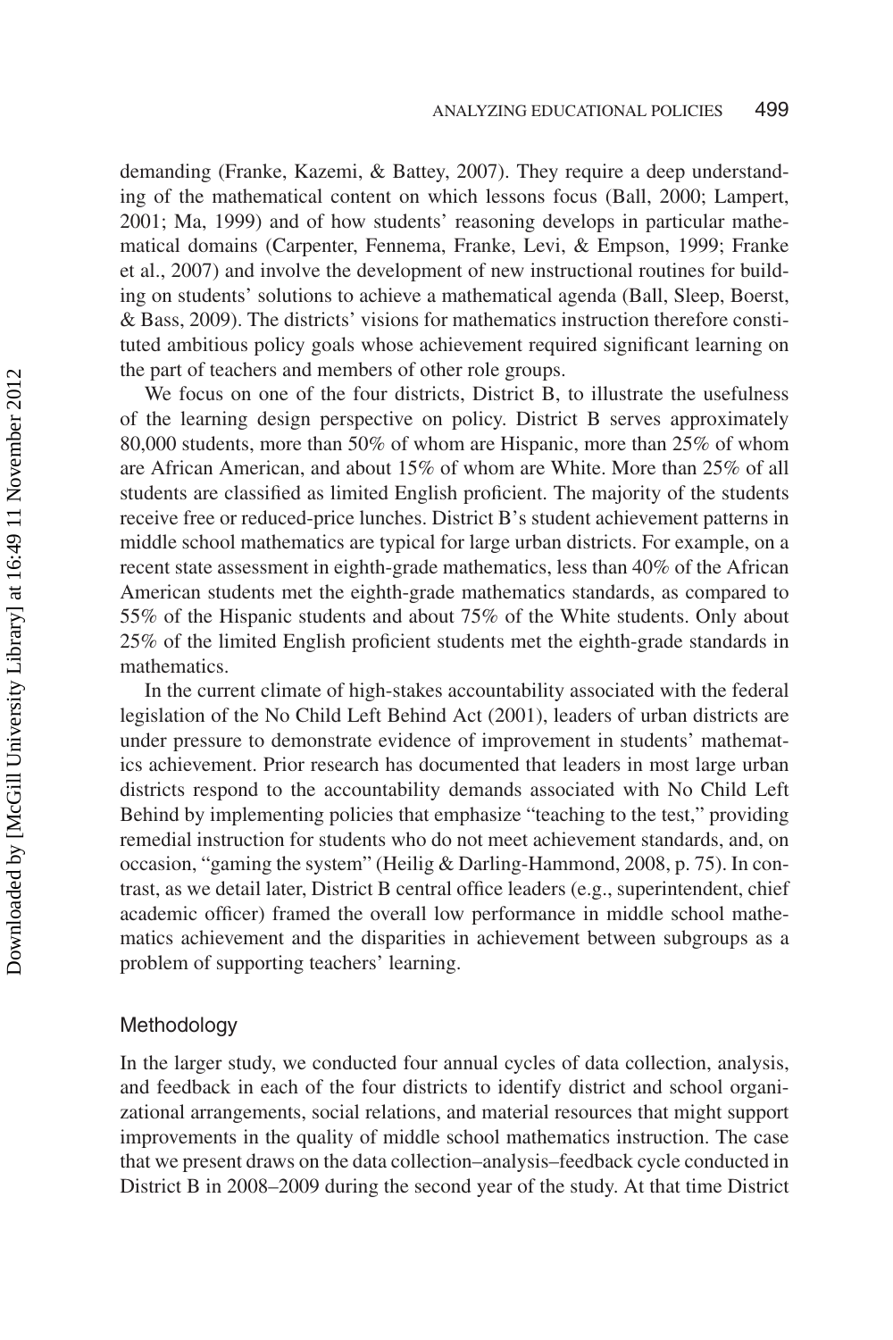demanding (Franke, Kazemi, & Battey, 2007). They require a deep understanding of the mathematical content on which lessons focus (Ball, 2000; Lampert, 2001; Ma, 1999) and of how students' reasoning develops in particular mathematical domains (Carpenter, Fennema, Franke, Levi, & Empson, 1999; Franke et al., 2007) and involve the development of new instructional routines for building on students' solutions to achieve a mathematical agenda (Ball, Sleep, Boerst, & Bass, 2009). The districts' visions for mathematics instruction therefore constituted ambitious policy goals whose achievement required significant learning on the part of teachers and members of other role groups.

We focus on one of the four districts, District B, to illustrate the usefulness of the learning design perspective on policy. District B serves approximately 80,000 students, more than 50% of whom are Hispanic, more than 25% of whom are African American, and about 15% of whom are White. More than 25% of all students are classified as limited English proficient. The majority of the students receive free or reduced-price lunches. District B's student achievement patterns in middle school mathematics are typical for large urban districts. For example, on a recent state assessment in eighth-grade mathematics, less than 40% of the African American students met the eighth-grade mathematics standards, as compared to 55% of the Hispanic students and about 75% of the White students. Only about 25% of the limited English proficient students met the eighth-grade standards in mathematics.

In the current climate of high-stakes accountability associated with the federal legislation of the No Child Left Behind Act (2001), leaders of urban districts are under pressure to demonstrate evidence of improvement in students' mathematics achievement. Prior research has documented that leaders in most large urban districts respond to the accountability demands associated with No Child Left Behind by implementing policies that emphasize "teaching to the test," providing remedial instruction for students who do not meet achievement standards, and, on occasion, "gaming the system" (Heilig & Darling-Hammond, 2008, p. 75). In contrast, as we detail later, District B central office leaders (e.g., superintendent, chief academic officer) framed the overall low performance in middle school mathematics achievement and the disparities in achievement between subgroups as a problem of supporting teachers' learning.

## Methodology

In the larger study, we conducted four annual cycles of data collection, analysis, and feedback in each of the four districts to identify district and school organizational arrangements, social relations, and material resources that might support improvements in the quality of middle school mathematics instruction. The case that we present draws on the data collection–analysis–feedback cycle conducted in District B in 2008–2009 during the second year of the study. At that time District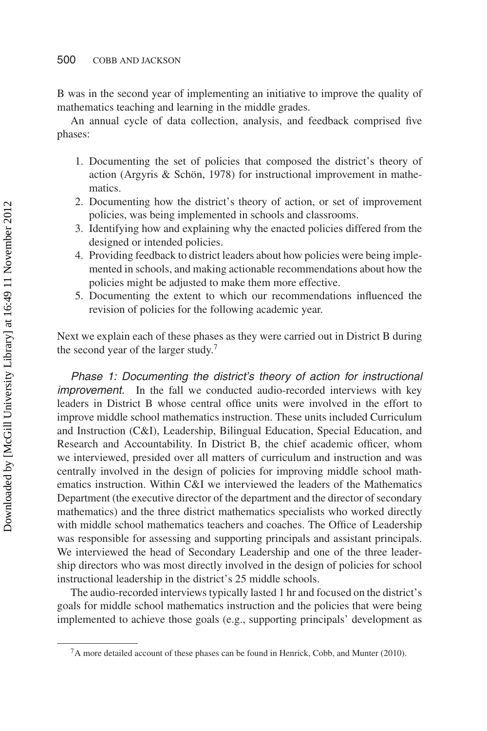B was in the second year of implementing an initiative to improve the quality of mathematics teaching and learning in the middle grades.

An annual cycle of data collection, analysis, and feedback comprised five phases:

1. Documenting the set of policies that composed the district's theory of action (Argyris & Schön, 1978) for instructional improvement in mathematics.
2. Documenting how the district's theory of action, or set of improvement policies, was being implemented in schools and classrooms.
3. Identifying how and explaining why the enacted policies differed from the designed or intended policies.
4. Providing feedback to district leaders about how policies were being implemented in schools, and making actionable recommendations about how the policies might be adjusted to make them more effective.
5. Documenting the extent to which our recommendations influenced the revision of policies for the following academic year.

Next we explain each of these phases as they were carried out in District B during the second year of the larger study.[7]

*Phase 1: Documenting the district's theory of action for instructional improvement.* In the fall we conducted audio-recorded interviews with key leaders in District B whose central office units were involved in the effort to improve middle school mathematics instruction. These units included Curriculum and Instruction (C&I), Leadership, Bilingual Education, Special Education, and Research and Accountability. In District B, the chief academic officer, whom we interviewed, presided over all matters of curriculum and instruction and was centrally involved in the design of policies for improving middle school mathematics instruction. Within C&I we interviewed the leaders of the Mathematics Department (the executive director of the department and the director of secondary mathematics) and the three district mathematics specialists who worked directly with middle school mathematics teachers and coaches. The Office of Leadership was responsible for assessing and supporting principals and assistant principals. We interviewed the head of Secondary Leadership and one of the three leadership directors who was most directly involved in the design of policies for school instructional leadership in the district's 25 middle schools.

The audio-recorded interviews typically lasted 1 hr and focused on the district's goals for middle school mathematics instruction and the policies that were being implemented to achieve those goals (e.g., supporting principals' development as

[7] A more detailed account of these phases can be found in Henrick, Cobb, and Munter (2010).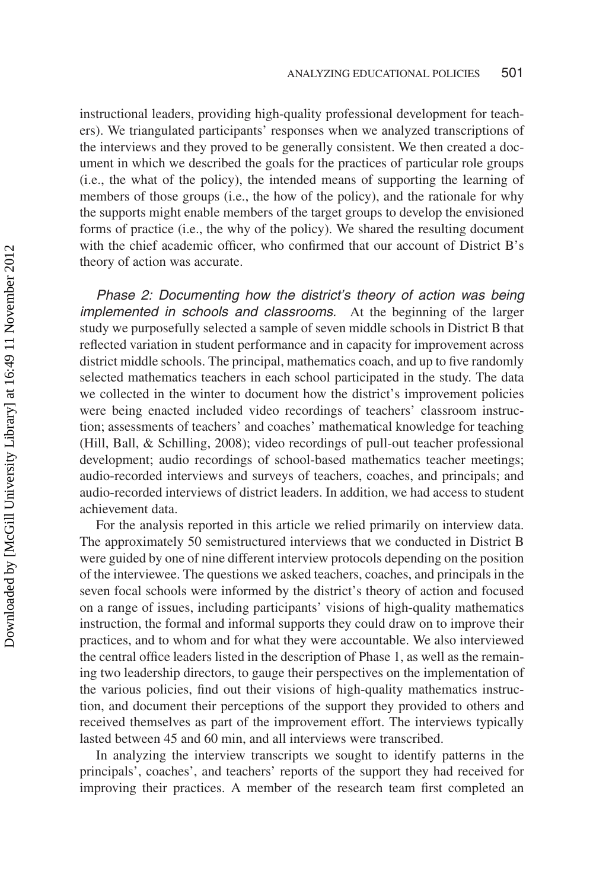instructional leaders, providing high-quality professional development for teachers). We triangulated participants' responses when we analyzed transcriptions of the interviews and they proved to be generally consistent. We then created a document in which we described the goals for the practices of particular role groups (i.e., the what of the policy), the intended means of supporting the learning of members of those groups (i.e., the how of the policy), and the rationale for why the supports might enable members of the target groups to develop the envisioned forms of practice (i.e., the why of the policy). We shared the resulting document with the chief academic officer, who confirmed that our account of District B's theory of action was accurate.

*Phase 2: Documenting how the district's theory of action was being implemented in schools and classrooms.* At the beginning of the larger study we purposefully selected a sample of seven middle schools in District B that reflected variation in student performance and in capacity for improvement across district middle schools. The principal, mathematics coach, and up to five randomly selected mathematics teachers in each school participated in the study. The data we collected in the winter to document how the district's improvement policies were being enacted included video recordings of teachers' classroom instruction; assessments of teachers' and coaches' mathematical knowledge for teaching (Hill, Ball, & Schilling, 2008); video recordings of pull-out teacher professional development; audio recordings of school-based mathematics teacher meetings; audio-recorded interviews and surveys of teachers, coaches, and principals; and audio-recorded interviews of district leaders. In addition, we had access to student achievement data.

For the analysis reported in this article we relied primarily on interview data. The approximately 50 semistructured interviews that we conducted in District B were guided by one of nine different interview protocols depending on the position of the interviewee. The questions we asked teachers, coaches, and principals in the seven focal schools were informed by the district's theory of action and focused on a range of issues, including participants' visions of high-quality mathematics instruction, the formal and informal supports they could draw on to improve their practices, and to whom and for what they were accountable. We also interviewed the central office leaders listed in the description of Phase 1, as well as the remaining two leadership directors, to gauge their perspectives on the implementation of the various policies, find out their visions of high-quality mathematics instruction, and document their perceptions of the support they provided to others and received themselves as part of the improvement effort. The interviews typically lasted between 45 and 60 min, and all interviews were transcribed.

In analyzing the interview transcripts we sought to identify patterns in the principals', coaches', and teachers' reports of the support they had received for improving their practices. A member of the research team first completed an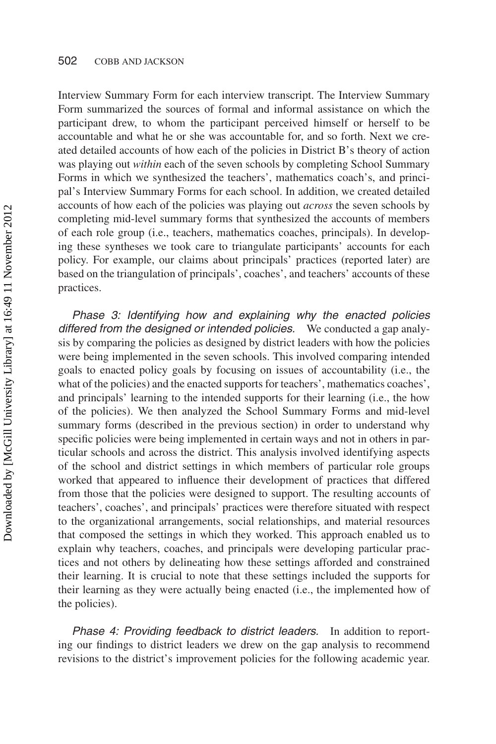Interview Summary Form for each interview transcript. The Interview Summary Form summarized the sources of formal and informal assistance on which the participant drew, to whom the participant perceived himself or herself to be accountable and what he or she was accountable for, and so forth. Next we created detailed accounts of how each of the policies in District B's theory of action was playing out *within* each of the seven schools by completing School Summary Forms in which we synthesized the teachers', mathematics coach's, and principal's Interview Summary Forms for each school. In addition, we created detailed accounts of how each of the policies was playing out *across* the seven schools by completing mid-level summary forms that synthesized the accounts of members of each role group (i.e., teachers, mathematics coaches, principals). In developing these syntheses we took care to triangulate participants' accounts for each policy. For example, our claims about principals' practices (reported later) are based on the triangulation of principals', coaches', and teachers' accounts of these practices.

*Phase 3: Identifying how and explaining why the enacted policies differed from the designed or intended policies.* We conducted a gap analysis by comparing the policies as designed by district leaders with how the policies were being implemented in the seven schools. This involved comparing intended goals to enacted policy goals by focusing on issues of accountability (i.e., the what of the policies) and the enacted supports for teachers', mathematics coaches', and principals' learning to the intended supports for their learning (i.e., the how of the policies). We then analyzed the School Summary Forms and mid-level summary forms (described in the previous section) in order to understand why specific policies were being implemented in certain ways and not in others in particular schools and across the district. This analysis involved identifying aspects of the school and district settings in which members of particular role groups worked that appeared to influence their development of practices that differed from those that the policies were designed to support. The resulting accounts of teachers', coaches', and principals' practices were therefore situated with respect to the organizational arrangements, social relationships, and material resources that composed the settings in which they worked. This approach enabled us to explain why teachers, coaches, and principals were developing particular practices and not others by delineating how these settings afforded and constrained their learning. It is crucial to note that these settings included the supports for their learning as they were actually being enacted (i.e., the implemented how of the policies).

*Phase 4: Providing feedback to district leaders.* In addition to reporting our findings to district leaders we drew on the gap analysis to recommend revisions to the district's improvement policies for the following academic year.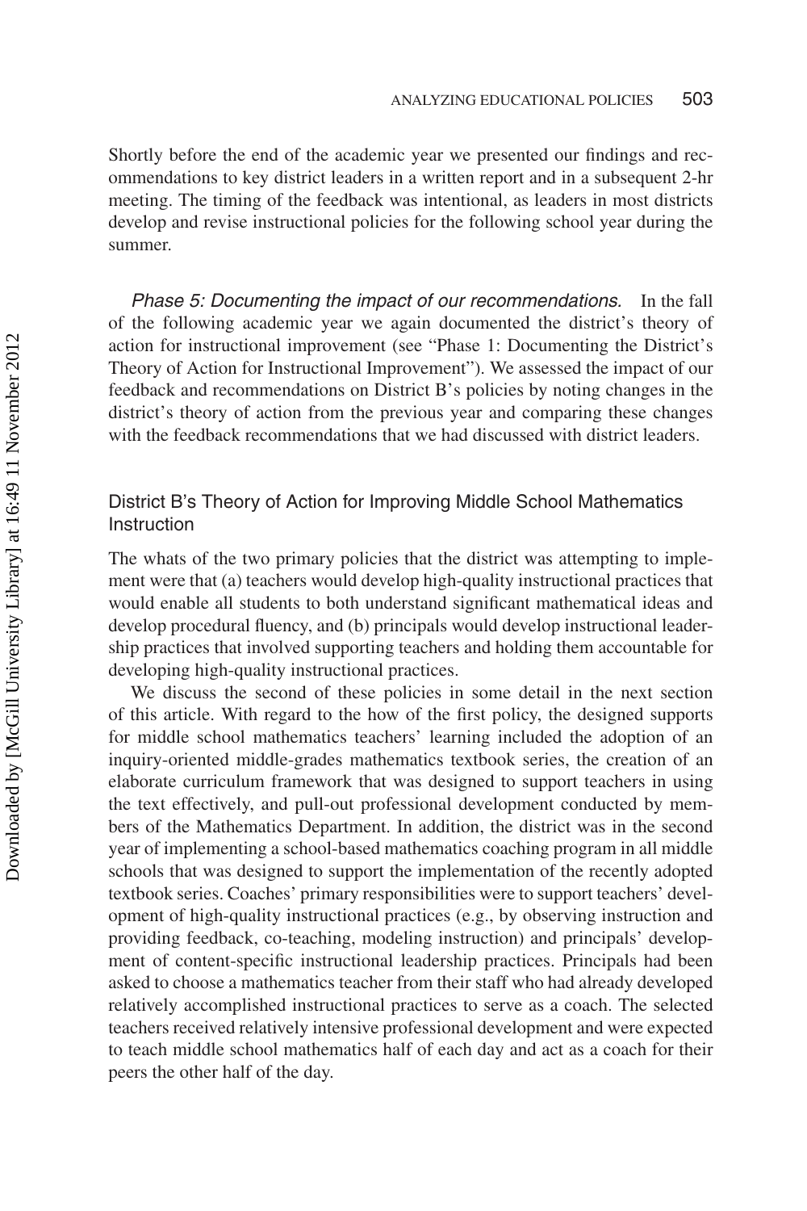Shortly before the end of the academic year we presented our findings and recommendations to key district leaders in a written report and in a subsequent 2-hr meeting. The timing of the feedback was intentional, as leaders in most districts develop and revise instructional policies for the following school year during the summer.

*Phase 5: Documenting the impact of our recommendations.* In the fall of the following academic year we again documented the district's theory of action for instructional improvement (see "Phase 1: Documenting the District's Theory of Action for Instructional Improvement"). We assessed the impact of our feedback and recommendations on District B's policies by noting changes in the district's theory of action from the previous year and comparing these changes with the feedback recommendations that we had discussed with district leaders.

### District B's Theory of Action for Improving Middle School Mathematics Instruction

The whats of the two primary policies that the district was attempting to implement were that (a) teachers would develop high-quality instructional practices that would enable all students to both understand significant mathematical ideas and develop procedural fluency, and (b) principals would develop instructional leadership practices that involved supporting teachers and holding them accountable for developing high-quality instructional practices.

We discuss the second of these policies in some detail in the next section of this article. With regard to the how of the first policy, the designed supports for middle school mathematics teachers' learning included the adoption of an inquiry-oriented middle-grades mathematics textbook series, the creation of an elaborate curriculum framework that was designed to support teachers in using the text effectively, and pull-out professional development conducted by members of the Mathematics Department. In addition, the district was in the second year of implementing a school-based mathematics coaching program in all middle schools that was designed to support the implementation of the recently adopted textbook series. Coaches' primary responsibilities were to support teachers' development of high-quality instructional practices (e.g., by observing instruction and providing feedback, co-teaching, modeling instruction) and principals' development of content-specific instructional leadership practices. Principals had been asked to choose a mathematics teacher from their staff who had already developed relatively accomplished instructional practices to serve as a coach. The selected teachers received relatively intensive professional development and were expected to teach middle school mathematics half of each day and act as a coach for their peers the other half of the day.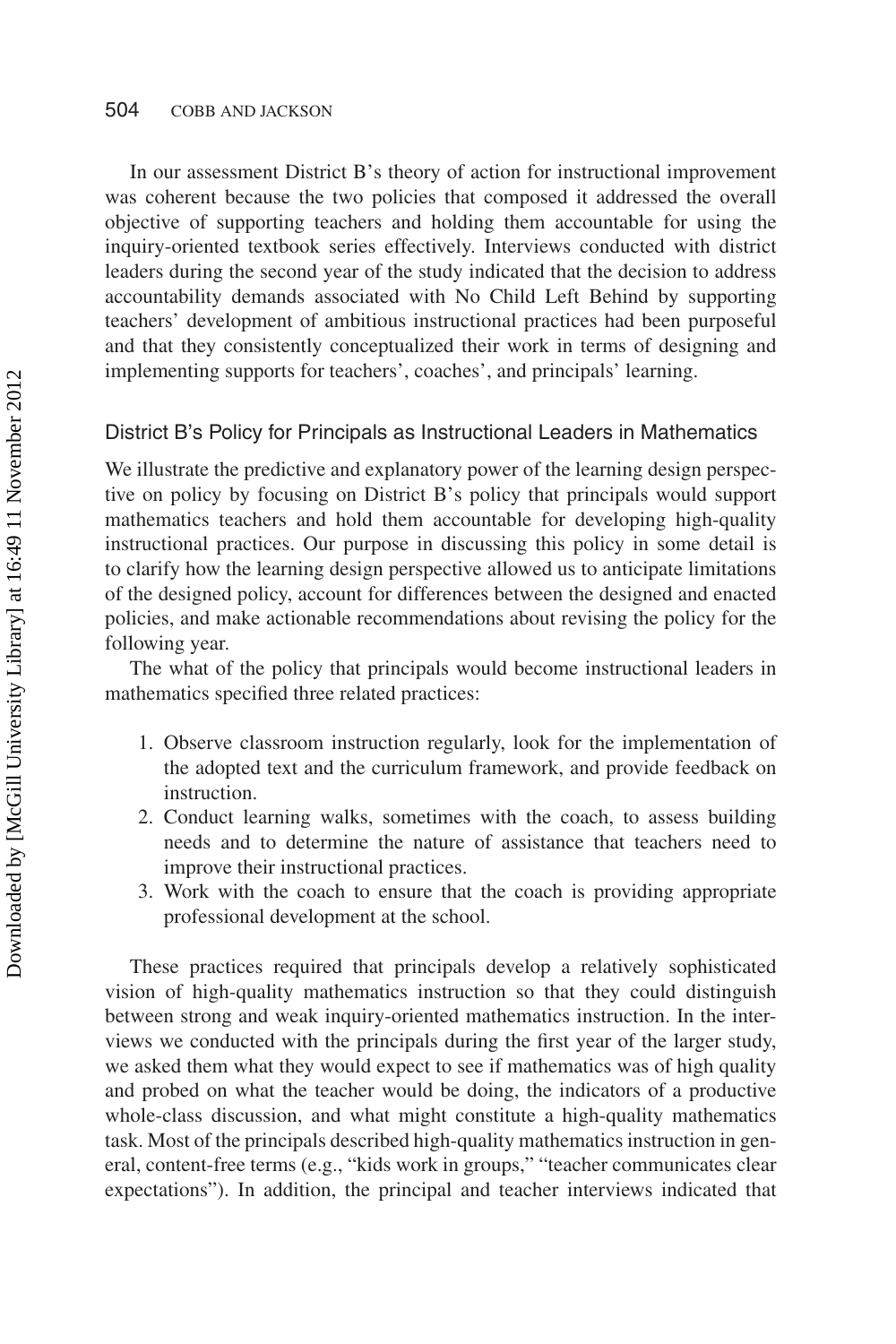In our assessment District B's theory of action for instructional improvement was coherent because the two policies that composed it addressed the overall objective of supporting teachers and holding them accountable for using the inquiry-oriented textbook series effectively. Interviews conducted with district leaders during the second year of the study indicated that the decision to address accountability demands associated with No Child Left Behind by supporting teachers' development of ambitious instructional practices had been purposeful and that they consistently conceptualized their work in terms of designing and implementing supports for teachers', coaches', and principals' learning.

## District B's Policy for Principals as Instructional Leaders in Mathematics

We illustrate the predictive and explanatory power of the learning design perspective on policy by focusing on District B's policy that principals would support mathematics teachers and hold them accountable for developing high-quality instructional practices. Our purpose in discussing this policy in some detail is to clarify how the learning design perspective allowed us to anticipate limitations of the designed policy, account for differences between the designed and enacted policies, and make actionable recommendations about revising the policy for the following year.

The what of the policy that principals would become instructional leaders in mathematics specified three related practices:

1. Observe classroom instruction regularly, look for the implementation of the adopted text and the curriculum framework, and provide feedback on instruction.
2. Conduct learning walks, sometimes with the coach, to assess building needs and to determine the nature of assistance that teachers need to improve their instructional practices.
3. Work with the coach to ensure that the coach is providing appropriate professional development at the school.

These practices required that principals develop a relatively sophisticated vision of high-quality mathematics instruction so that they could distinguish between strong and weak inquiry-oriented mathematics instruction. In the interviews we conducted with the principals during the first year of the larger study, we asked them what they would expect to see if mathematics was of high quality and probed on what the teacher would be doing, the indicators of a productive whole-class discussion, and what might constitute a high-quality mathematics task. Most of the principals described high-quality mathematics instruction in general, content-free terms (e.g., "kids work in groups," "teacher communicates clear expectations"). In addition, the principal and teacher interviews indicated that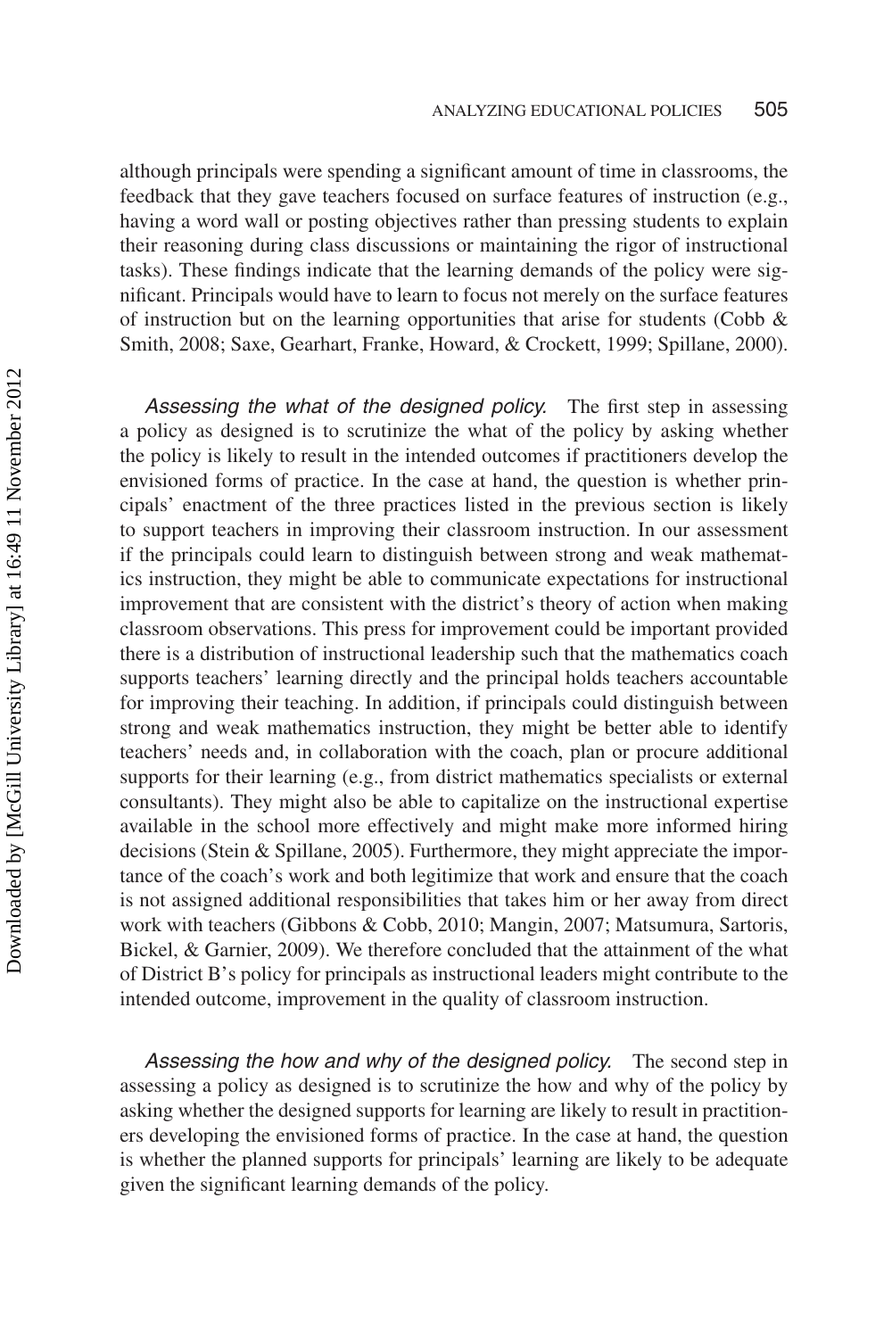although principals were spending a significant amount of time in classrooms, the feedback that they gave teachers focused on surface features of instruction (e.g., having a word wall or posting objectives rather than pressing students to explain their reasoning during class discussions or maintaining the rigor of instructional tasks). These findings indicate that the learning demands of the policy were significant. Principals would have to learn to focus not merely on the surface features of instruction but on the learning opportunities that arise for students (Cobb & Smith, 2008; Saxe, Gearhart, Franke, Howard, & Crockett, 1999; Spillane, 2000).

*Assessing the what of the designed policy.* The first step in assessing a policy as designed is to scrutinize the what of the policy by asking whether the policy is likely to result in the intended outcomes if practitioners develop the envisioned forms of practice. In the case at hand, the question is whether principals' enactment of the three practices listed in the previous section is likely to support teachers in improving their classroom instruction. In our assessment if the principals could learn to distinguish between strong and weak mathematics instruction, they might be able to communicate expectations for instructional improvement that are consistent with the district's theory of action when making classroom observations. This press for improvement could be important provided there is a distribution of instructional leadership such that the mathematics coach supports teachers' learning directly and the principal holds teachers accountable for improving their teaching. In addition, if principals could distinguish between strong and weak mathematics instruction, they might be better able to identify teachers' needs and, in collaboration with the coach, plan or procure additional supports for their learning (e.g., from district mathematics specialists or external consultants). They might also be able to capitalize on the instructional expertise available in the school more effectively and might make more informed hiring decisions (Stein & Spillane, 2005). Furthermore, they might appreciate the importance of the coach's work and both legitimize that work and ensure that the coach is not assigned additional responsibilities that takes him or her away from direct work with teachers (Gibbons & Cobb, 2010; Mangin, 2007; Matsumura, Sartoris, Bickel, & Garnier, 2009). We therefore concluded that the attainment of the what of District B's policy for principals as instructional leaders might contribute to the intended outcome, improvement in the quality of classroom instruction.

*Assessing the how and why of the designed policy.* The second step in assessing a policy as designed is to scrutinize the how and why of the policy by asking whether the designed supports for learning are likely to result in practitioners developing the envisioned forms of practice. In the case at hand, the question is whether the planned supports for principals' learning are likely to be adequate given the significant learning demands of the policy.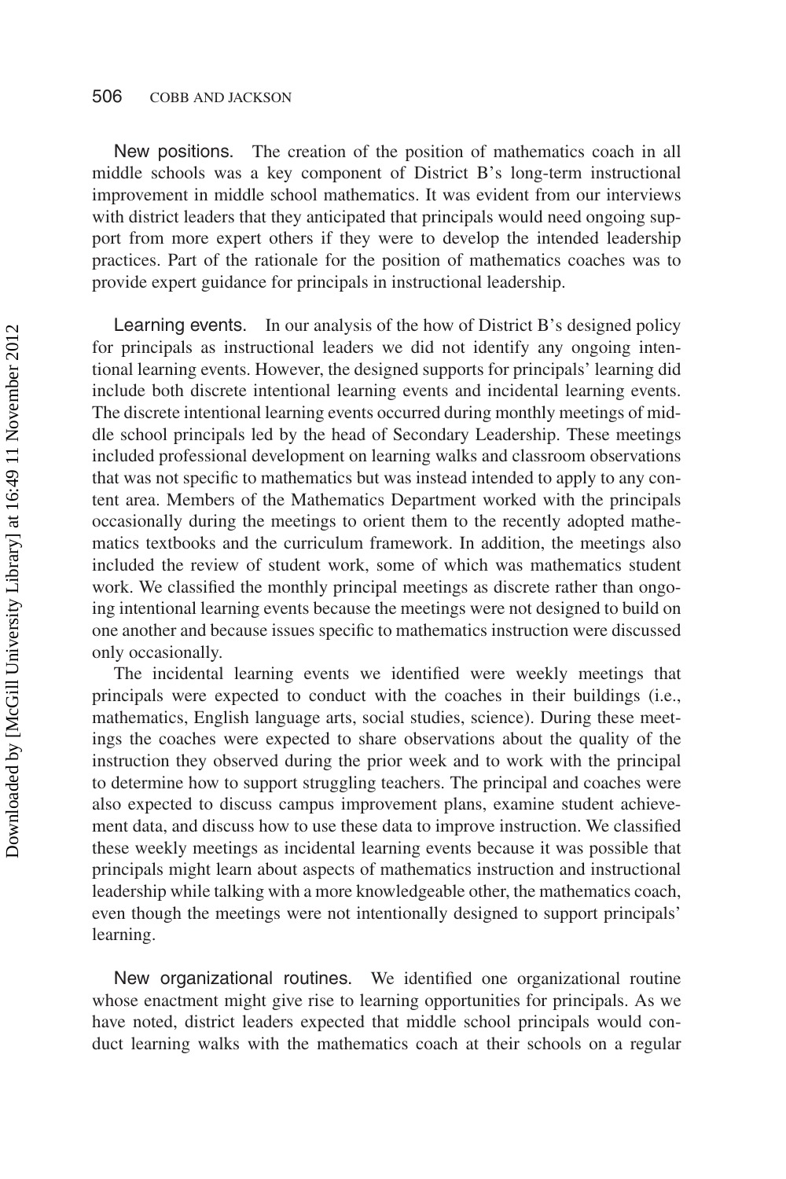**New positions.** The creation of the position of mathematics coach in all middle schools was a key component of District B's long-term instructional improvement in middle school mathematics. It was evident from our interviews with district leaders that they anticipated that principals would need ongoing support from more expert others if they were to develop the intended leadership practices. Part of the rationale for the position of mathematics coaches was to provide expert guidance for principals in instructional leadership.

**Learning events.** In our analysis of the how of District B's designed policy for principals as instructional leaders we did not identify any ongoing intentional learning events. However, the designed supports for principals' learning did include both discrete intentional learning events and incidental learning events. The discrete intentional learning events occurred during monthly meetings of middle school principals led by the head of Secondary Leadership. These meetings included professional development on learning walks and classroom observations that was not specific to mathematics but was instead intended to apply to any content area. Members of the Mathematics Department worked with the principals occasionally during the meetings to orient them to the recently adopted mathematics textbooks and the curriculum framework. In addition, the meetings also included the review of student work, some of which was mathematics student work. We classified the monthly principal meetings as discrete rather than ongoing intentional learning events because the meetings were not designed to build on one another and because issues specific to mathematics instruction were discussed only occasionally.

The incidental learning events we identified were weekly meetings that principals were expected to conduct with the coaches in their buildings (i.e., mathematics, English language arts, social studies, science). During these meetings the coaches were expected to share observations about the quality of the instruction they observed during the prior week and to work with the principal to determine how to support struggling teachers. The principal and coaches were also expected to discuss campus improvement plans, examine student achievement data, and discuss how to use these data to improve instruction. We classified these weekly meetings as incidental learning events because it was possible that principals might learn about aspects of mathematics instruction and instructional leadership while talking with a more knowledgeable other, the mathematics coach, even though the meetings were not intentionally designed to support principals' learning.

**New organizational routines.** We identified one organizational routine whose enactment might give rise to learning opportunities for principals. As we have noted, district leaders expected that middle school principals would conduct learning walks with the mathematics coach at their schools on a regular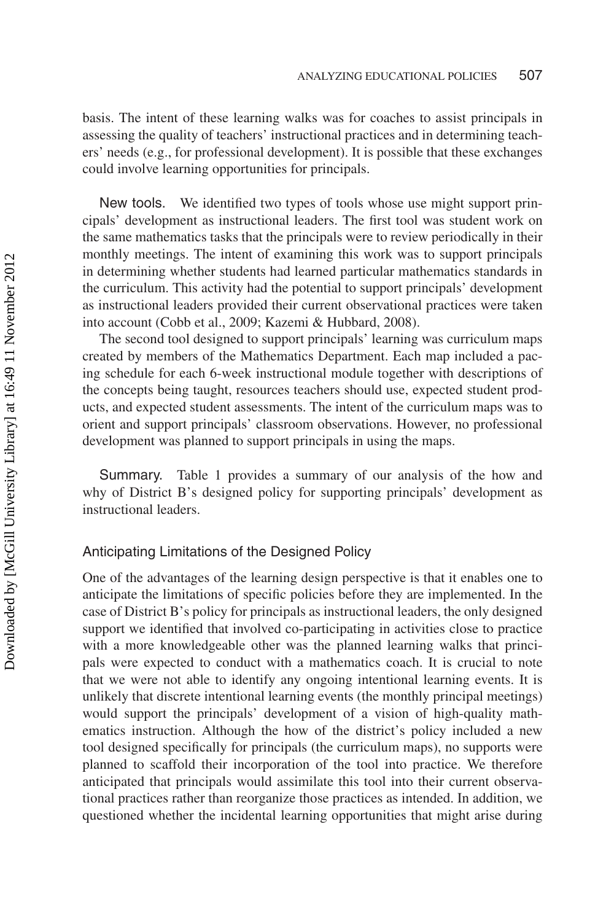basis. The intent of these learning walks was for coaches to assist principals in assessing the quality of teachers' instructional practices and in determining teachers' needs (e.g., for professional development). It is possible that these exchanges could involve learning opportunities for principals.

**New tools.** We identified two types of tools whose use might support principals' development as instructional leaders. The first tool was student work on the same mathematics tasks that the principals were to review periodically in their monthly meetings. The intent of examining this work was to support principals in determining whether students had learned particular mathematics standards in the curriculum. This activity had the potential to support principals' development as instructional leaders provided their current observational practices were taken into account (Cobb et al., 2009; Kazemi & Hubbard, 2008).

The second tool designed to support principals' learning was curriculum maps created by members of the Mathematics Department. Each map included a pacing schedule for each 6-week instructional module together with descriptions of the concepts being taught, resources teachers should use, expected student products, and expected student assessments. The intent of the curriculum maps was to orient and support principals' classroom observations. However, no professional development was planned to support principals in using the maps.

**Summary.** Table 1 provides a summary of our analysis of the how and why of District B's designed policy for supporting principals' development as instructional leaders.

### Anticipating Limitations of the Designed Policy

One of the advantages of the learning design perspective is that it enables one to anticipate the limitations of specific policies before they are implemented. In the case of District B's policy for principals as instructional leaders, the only designed support we identified that involved co-participating in activities close to practice with a more knowledgeable other was the planned learning walks that principals were expected to conduct with a mathematics coach. It is crucial to note that we were not able to identify any ongoing intentional learning events. It is unlikely that discrete intentional learning events (the monthly principal meetings) would support the principals' development of a vision of high-quality mathematics instruction. Although the how of the district's policy included a new tool designed specifically for principals (the curriculum maps), no supports were planned to scaffold their incorporation of the tool into practice. We therefore anticipated that principals would assimilate this tool into their current observational practices rather than reorganize those practices as intended. In addition, we questioned whether the incidental learning opportunities that might arise during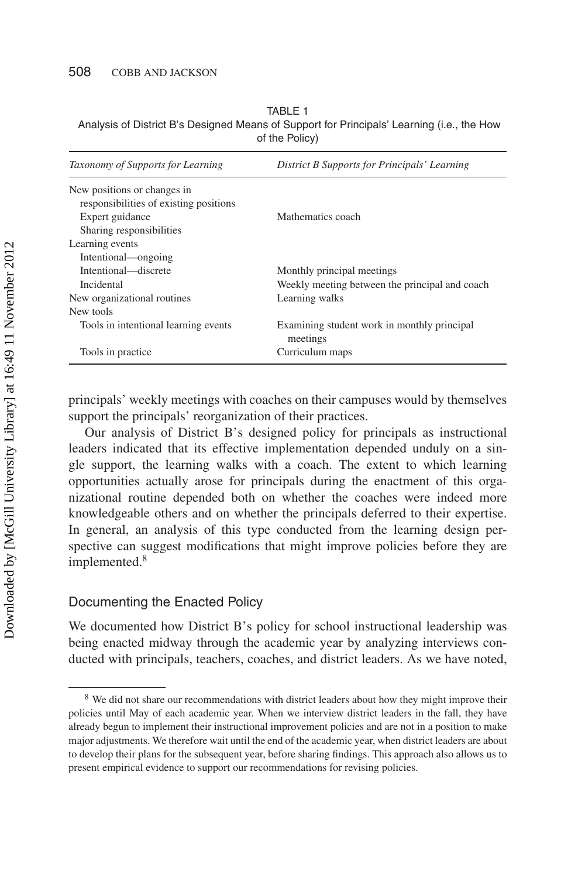TABLE 1
Analysis of District B's Designed Means of Support for Principals' Learning (i.e., the How of the Policy)

| *Taxonomy of Supports for Learning* | *District B Supports for Principals' Learning* |
|---|---|
| New positions or changes in responsibilities of existing positions | |
| Expert guidance | Mathematics coach |
| Sharing responsibilities | |
| Learning events | |
| Intentional—ongoing | |
| Intentional—discrete | Monthly principal meetings |
| Incidental | Weekly meeting between the principal and coach |
| New organizational routines | Learning walks |
| New tools | |
| Tools in intentional learning events | Examining student work in monthly principal meetings |
| Tools in practice | Curriculum maps |

principals' weekly meetings with coaches on their campuses would by themselves support the principals' reorganization of their practices.

Our analysis of District B's designed policy for principals as instructional leaders indicated that its effective implementation depended unduly on a single support, the learning walks with a coach. The extent to which learning opportunities actually arose for principals during the enactment of this organizational routine depended both on whether the coaches were indeed more knowledgeable others and on whether the principals deferred to their expertise. In general, an analysis of this type conducted from the learning design perspective can suggest modifications that might improve policies before they are implemented.[8]

## Documenting the Enacted Policy

We documented how District B's policy for school instructional leadership was being enacted midway through the academic year by analyzing interviews conducted with principals, teachers, coaches, and district leaders. As we have noted,

[8] We did not share our recommendations with district leaders about how they might improve their policies until May of each academic year. When we interview district leaders in the fall, they have already begun to implement their instructional improvement policies and are not in a position to make major adjustments. We therefore wait until the end of the academic year, when district leaders are about to develop their plans for the subsequent year, before sharing findings. This approach also allows us to present empirical evidence to support our recommendations for revising policies.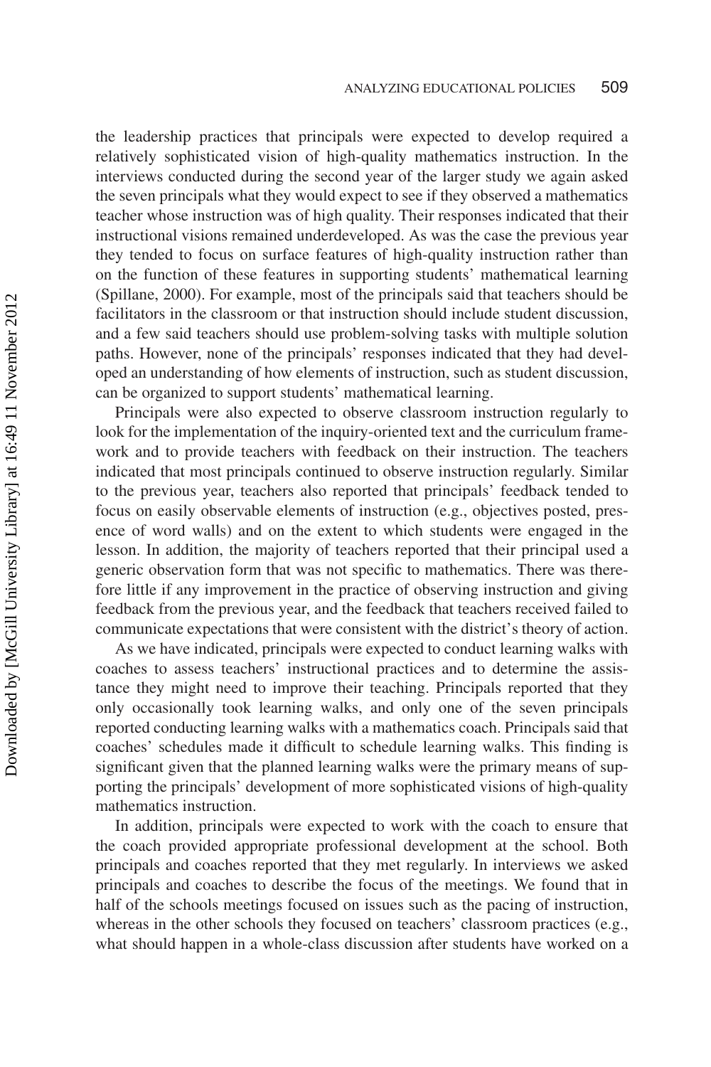the leadership practices that principals were expected to develop required a relatively sophisticated vision of high-quality mathematics instruction. In the interviews conducted during the second year of the larger study we again asked the seven principals what they would expect to see if they observed a mathematics teacher whose instruction was of high quality. Their responses indicated that their instructional visions remained underdeveloped. As was the case the previous year they tended to focus on surface features of high-quality instruction rather than on the function of these features in supporting students' mathematical learning (Spillane, 2000). For example, most of the principals said that teachers should be facilitators in the classroom or that instruction should include student discussion, and a few said teachers should use problem-solving tasks with multiple solution paths. However, none of the principals' responses indicated that they had developed an understanding of how elements of instruction, such as student discussion, can be organized to support students' mathematical learning.

Principals were also expected to observe classroom instruction regularly to look for the implementation of the inquiry-oriented text and the curriculum framework and to provide teachers with feedback on their instruction. The teachers indicated that most principals continued to observe instruction regularly. Similar to the previous year, teachers also reported that principals' feedback tended to focus on easily observable elements of instruction (e.g., objectives posted, presence of word walls) and on the extent to which students were engaged in the lesson. In addition, the majority of teachers reported that their principal used a generic observation form that was not specific to mathematics. There was therefore little if any improvement in the practice of observing instruction and giving feedback from the previous year, and the feedback that teachers received failed to communicate expectations that were consistent with the district's theory of action.

As we have indicated, principals were expected to conduct learning walks with coaches to assess teachers' instructional practices and to determine the assistance they might need to improve their teaching. Principals reported that they only occasionally took learning walks, and only one of the seven principals reported conducting learning walks with a mathematics coach. Principals said that coaches' schedules made it difficult to schedule learning walks. This finding is significant given that the planned learning walks were the primary means of supporting the principals' development of more sophisticated visions of high-quality mathematics instruction.

In addition, principals were expected to work with the coach to ensure that the coach provided appropriate professional development at the school. Both principals and coaches reported that they met regularly. In interviews we asked principals and coaches to describe the focus of the meetings. We found that in half of the schools meetings focused on issues such as the pacing of instruction, whereas in the other schools they focused on teachers' classroom practices (e.g., what should happen in a whole-class discussion after students have worked on a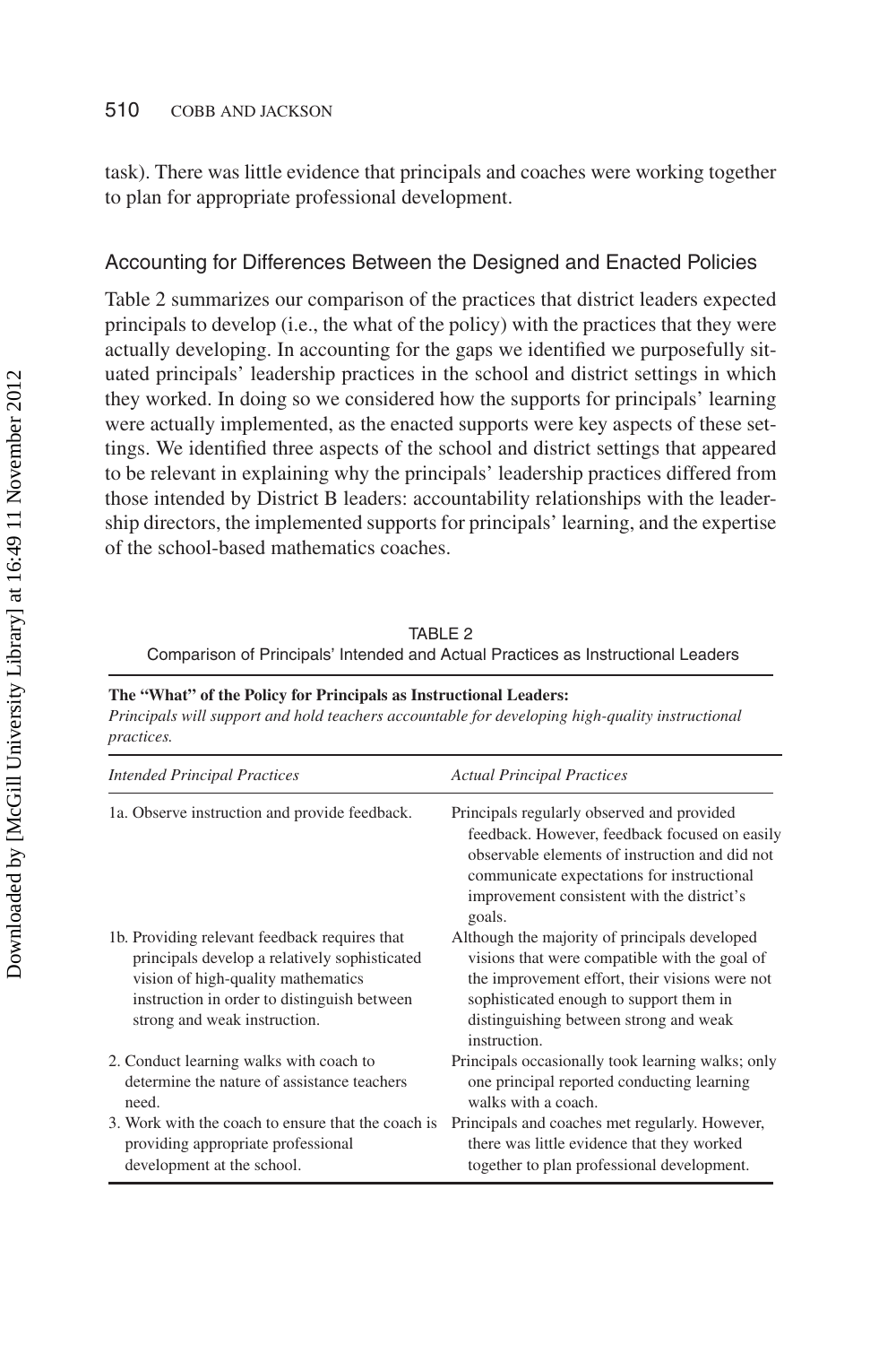task). There was little evidence that principals and coaches were working together to plan for appropriate professional development.

## Accounting for Differences Between the Designed and Enacted Policies

Table 2 summarizes our comparison of the practices that district leaders expected principals to develop (i.e., the what of the policy) with the practices that they were actually developing. In accounting for the gaps we identified we purposefully situated principals' leadership practices in the school and district settings in which they worked. In doing so we considered how the supports for principals' learning were actually implemented, as the enacted supports were key aspects of these settings. We identified three aspects of the school and district settings that appeared to be relevant in explaining why the principals' leadership practices differed from those intended by District B leaders: accountability relationships with the leadership directors, the implemented supports for principals' learning, and the expertise of the school-based mathematics coaches.

TABLE 2
Comparison of Principals' Intended and Actual Practices as Instructional Leaders

**The "What" of the Policy for Principals as Instructional Leaders:**
*Principals will support and hold teachers accountable for developing high-quality instructional practices.*

| *Intended Principal Practices* | *Actual Principal Practices* |
|---|---|
| 1a. Observe instruction and provide feedback. | Principals regularly observed and provided feedback. However, feedback focused on easily observable elements of instruction and did not communicate expectations for instructional improvement consistent with the district's goals. |
| 1b. Providing relevant feedback requires that principals develop a relatively sophisticated vision of high-quality mathematics instruction in order to distinguish between strong and weak instruction. | Although the majority of principals developed visions that were compatible with the goal of the improvement effort, their visions were not sophisticated enough to support them in distinguishing between strong and weak instruction. |
| 2. Conduct learning walks with coach to determine the nature of assistance teachers need. | Principals occasionally took learning walks; only one principal reported conducting learning walks with a coach. |
| 3. Work with the coach to ensure that the coach is providing appropriate professional development at the school. | Principals and coaches met regularly. However, there was little evidence that they worked together to plan professional development. |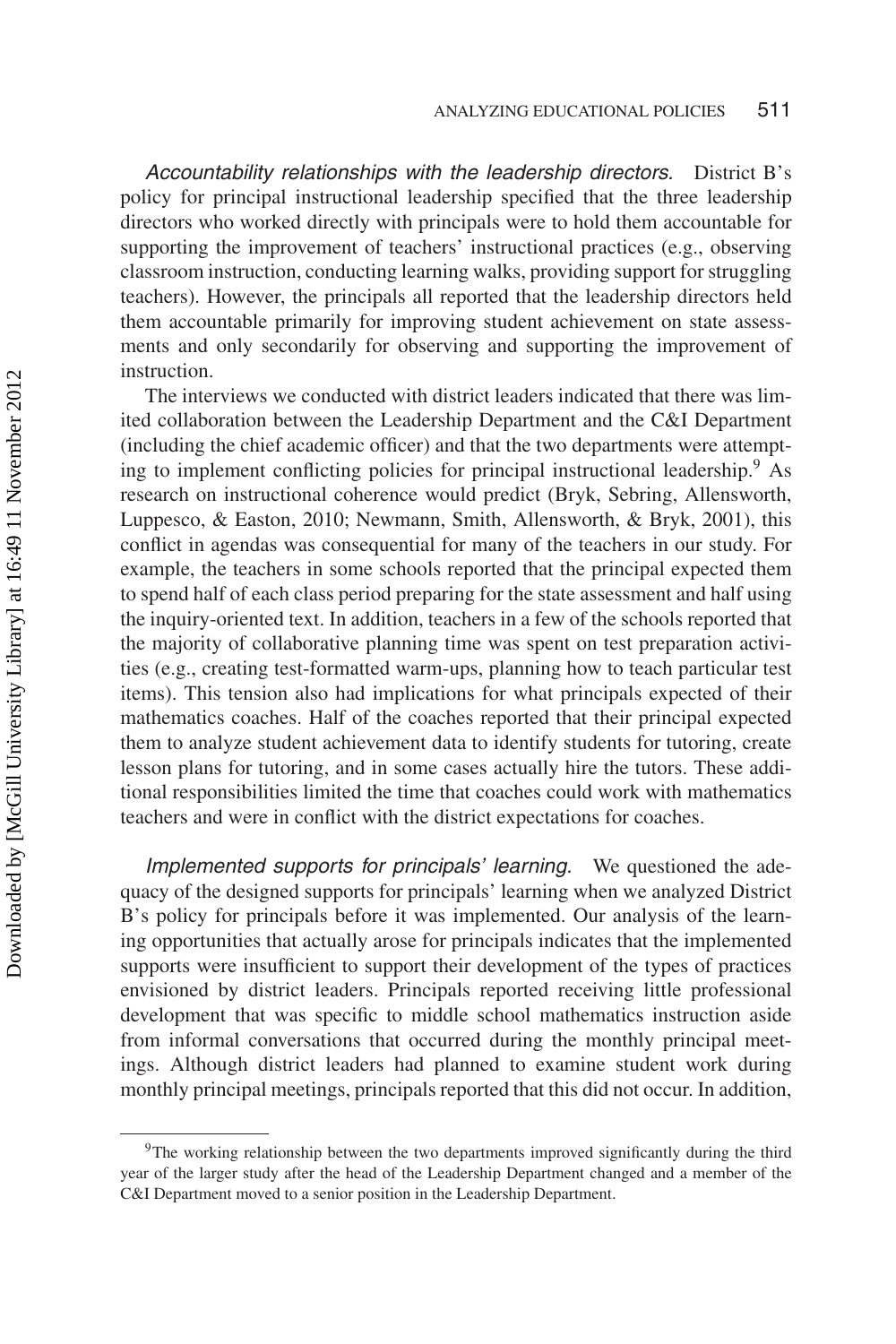*Accountability relationships with the leadership directors.* District B's policy for principal instructional leadership specified that the three leadership directors who worked directly with principals were to hold them accountable for supporting the improvement of teachers' instructional practices (e.g., observing classroom instruction, conducting learning walks, providing support for struggling teachers). However, the principals all reported that the leadership directors held them accountable primarily for improving student achievement on state assessments and only secondarily for observing and supporting the improvement of instruction.

The interviews we conducted with district leaders indicated that there was limited collaboration between the Leadership Department and the C&I Department (including the chief academic officer) and that the two departments were attempting to implement conflicting policies for principal instructional leadership.[9] As research on instructional coherence would predict (Bryk, Sebring, Allensworth, Luppesco, & Easton, 2010; Newmann, Smith, Allensworth, & Bryk, 2001), this conflict in agendas was consequential for many of the teachers in our study. For example, the teachers in some schools reported that the principal expected them to spend half of each class period preparing for the state assessment and half using the inquiry-oriented text. In addition, teachers in a few of the schools reported that the majority of collaborative planning time was spent on test preparation activities (e.g., creating test-formatted warm-ups, planning how to teach particular test items). This tension also had implications for what principals expected of their mathematics coaches. Half of the coaches reported that their principal expected them to analyze student achievement data to identify students for tutoring, create lesson plans for tutoring, and in some cases actually hire the tutors. These additional responsibilities limited the time that coaches could work with mathematics teachers and were in conflict with the district expectations for coaches.

*Implemented supports for principals' learning.* We questioned the adequacy of the designed supports for principals' learning when we analyzed District B's policy for principals before it was implemented. Our analysis of the learning opportunities that actually arose for principals indicates that the implemented supports were insufficient to support their development of the types of practices envisioned by district leaders. Principals reported receiving little professional development that was specific to middle school mathematics instruction aside from informal conversations that occurred during the monthly principal meetings. Although district leaders had planned to examine student work during monthly principal meetings, principals reported that this did not occur. In addition,

[9]The working relationship between the two departments improved significantly during the third year of the larger study after the head of the Leadership Department changed and a member of the C&I Department moved to a senior position in the Leadership Department.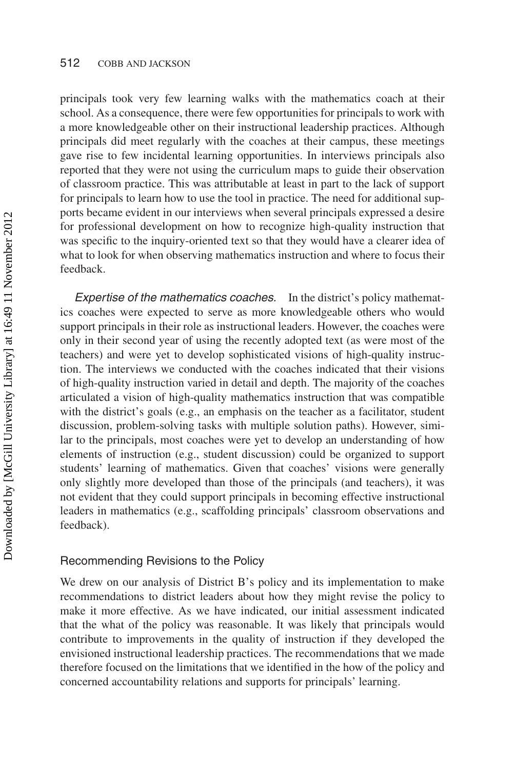principals took very few learning walks with the mathematics coach at their school. As a consequence, there were few opportunities for principals to work with a more knowledgeable other on their instructional leadership practices. Although principals did meet regularly with the coaches at their campus, these meetings gave rise to few incidental learning opportunities. In interviews principals also reported that they were not using the curriculum maps to guide their observation of classroom practice. This was attributable at least in part to the lack of support for principals to learn how to use the tool in practice. The need for additional supports became evident in our interviews when several principals expressed a desire for professional development on how to recognize high-quality instruction that was specific to the inquiry-oriented text so that they would have a clearer idea of what to look for when observing mathematics instruction and where to focus their feedback.

*Expertise of the mathematics coaches.* In the district's policy mathematics coaches were expected to serve as more knowledgeable others who would support principals in their role as instructional leaders. However, the coaches were only in their second year of using the recently adopted text (as were most of the teachers) and were yet to develop sophisticated visions of high-quality instruction. The interviews we conducted with the coaches indicated that their visions of high-quality instruction varied in detail and depth. The majority of the coaches articulated a vision of high-quality mathematics instruction that was compatible with the district's goals (e.g., an emphasis on the teacher as a facilitator, student discussion, problem-solving tasks with multiple solution paths). However, similar to the principals, most coaches were yet to develop an understanding of how elements of instruction (e.g., student discussion) could be organized to support students' learning of mathematics. Given that coaches' visions were generally only slightly more developed than those of the principals (and teachers), it was not evident that they could support principals in becoming effective instructional leaders in mathematics (e.g., scaffolding principals' classroom observations and feedback).

### Recommending Revisions to the Policy

We drew on our analysis of District B's policy and its implementation to make recommendations to district leaders about how they might revise the policy to make it more effective. As we have indicated, our initial assessment indicated that the what of the policy was reasonable. It was likely that principals would contribute to improvements in the quality of instruction if they developed the envisioned instructional leadership practices. The recommendations that we made therefore focused on the limitations that we identified in the how of the policy and concerned accountability relations and supports for principals' learning.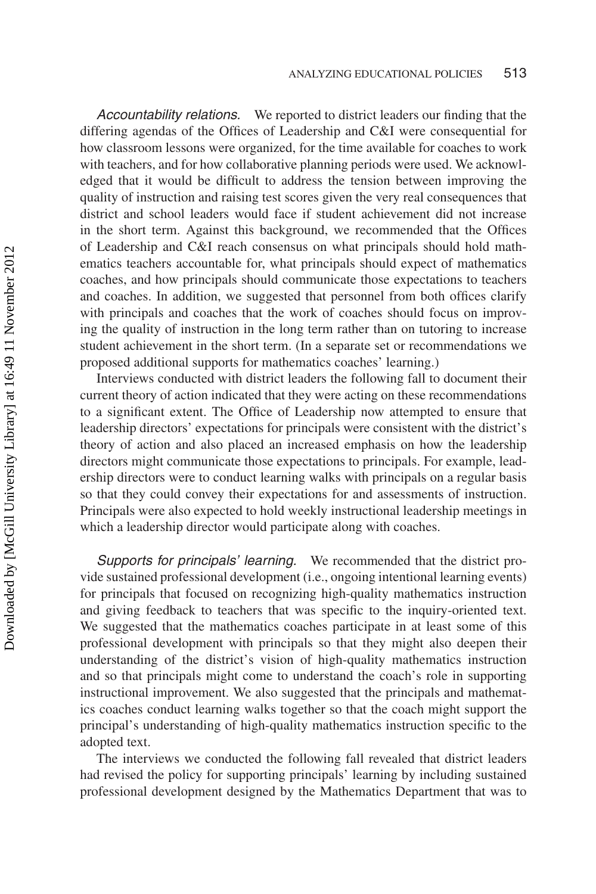*Accountability relations.* We reported to district leaders our finding that the differing agendas of the Offices of Leadership and C&I were consequential for how classroom lessons were organized, for the time available for coaches to work with teachers, and for how collaborative planning periods were used. We acknowledged that it would be difficult to address the tension between improving the quality of instruction and raising test scores given the very real consequences that district and school leaders would face if student achievement did not increase in the short term. Against this background, we recommended that the Offices of Leadership and C&I reach consensus on what principals should hold mathematics teachers accountable for, what principals should expect of mathematics coaches, and how principals should communicate those expectations to teachers and coaches. In addition, we suggested that personnel from both offices clarify with principals and coaches that the work of coaches should focus on improving the quality of instruction in the long term rather than on tutoring to increase student achievement in the short term. (In a separate set or recommendations we proposed additional supports for mathematics coaches' learning.)

Interviews conducted with district leaders the following fall to document their current theory of action indicated that they were acting on these recommendations to a significant extent. The Office of Leadership now attempted to ensure that leadership directors' expectations for principals were consistent with the district's theory of action and also placed an increased emphasis on how the leadership directors might communicate those expectations to principals. For example, leadership directors were to conduct learning walks with principals on a regular basis so that they could convey their expectations for and assessments of instruction. Principals were also expected to hold weekly instructional leadership meetings in which a leadership director would participate along with coaches.

*Supports for principals' learning.* We recommended that the district provide sustained professional development (i.e., ongoing intentional learning events) for principals that focused on recognizing high-quality mathematics instruction and giving feedback to teachers that was specific to the inquiry-oriented text. We suggested that the mathematics coaches participate in at least some of this professional development with principals so that they might also deepen their understanding of the district's vision of high-quality mathematics instruction and so that principals might come to understand the coach's role in supporting instructional improvement. We also suggested that the principals and mathematics coaches conduct learning walks together so that the coach might support the principal's understanding of high-quality mathematics instruction specific to the adopted text.

The interviews we conducted the following fall revealed that district leaders had revised the policy for supporting principals' learning by including sustained professional development designed by the Mathematics Department that was to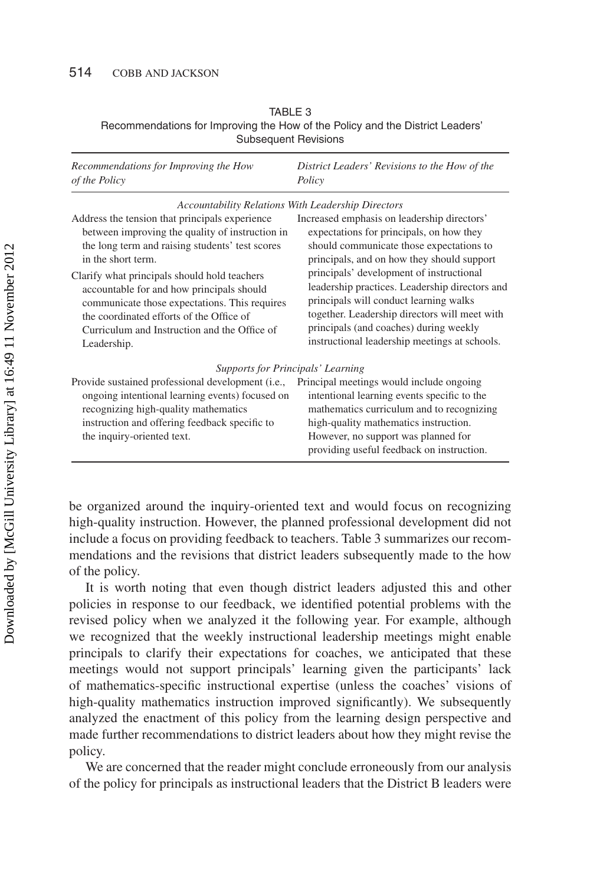TABLE 3
Recommendations for Improving the How of the Policy and the District Leaders' Subsequent Revisions

| *Recommendations for Improving the How of the Policy* | *District Leaders' Revisions to the How of the Policy* |
|---|---|
| *Accountability Relations With Leadership Directors* | |
| Address the tension that principals experience between improving the quality of instruction in the long term and raising students' test scores in the short term. | Increased emphasis on leadership directors' expectations for principals, on how they should communicate those expectations to principals, and on how they should support principals' development of instructional leadership practices. Leadership directors and principals will conduct learning walks together. Leadership directors will meet with principals (and coaches) during weekly instructional leadership meetings at schools. |
| Clarify what principals should hold teachers accountable for and how principals should communicate those expectations. This requires the coordinated efforts of the Office of Curriculum and Instruction and the Office of Leadership. | |
| *Supports for Principals' Learning* | |
| Provide sustained professional development (i.e., ongoing intentional learning events) focused on recognizing high-quality mathematics instruction and offering feedback specific to the inquiry-oriented text. | Principal meetings would include ongoing intentional learning events specific to the mathematics curriculum and to recognizing high-quality mathematics instruction. However, no support was planned for providing useful feedback on instruction. |

be organized around the inquiry-oriented text and would focus on recognizing high-quality instruction. However, the planned professional development did not include a focus on providing feedback to teachers. Table 3 summarizes our recommendations and the revisions that district leaders subsequently made to the how of the policy.

It is worth noting that even though district leaders adjusted this and other policies in response to our feedback, we identified potential problems with the revised policy when we analyzed it the following year. For example, although we recognized that the weekly instructional leadership meetings might enable principals to clarify their expectations for coaches, we anticipated that these meetings would not support principals' learning given the participants' lack of mathematics-specific instructional expertise (unless the coaches' visions of high-quality mathematics instruction improved significantly). We subsequently analyzed the enactment of this policy from the learning design perspective and made further recommendations to district leaders about how they might revise the policy.

We are concerned that the reader might conclude erroneously from our analysis of the policy for principals as instructional leaders that the District B leaders were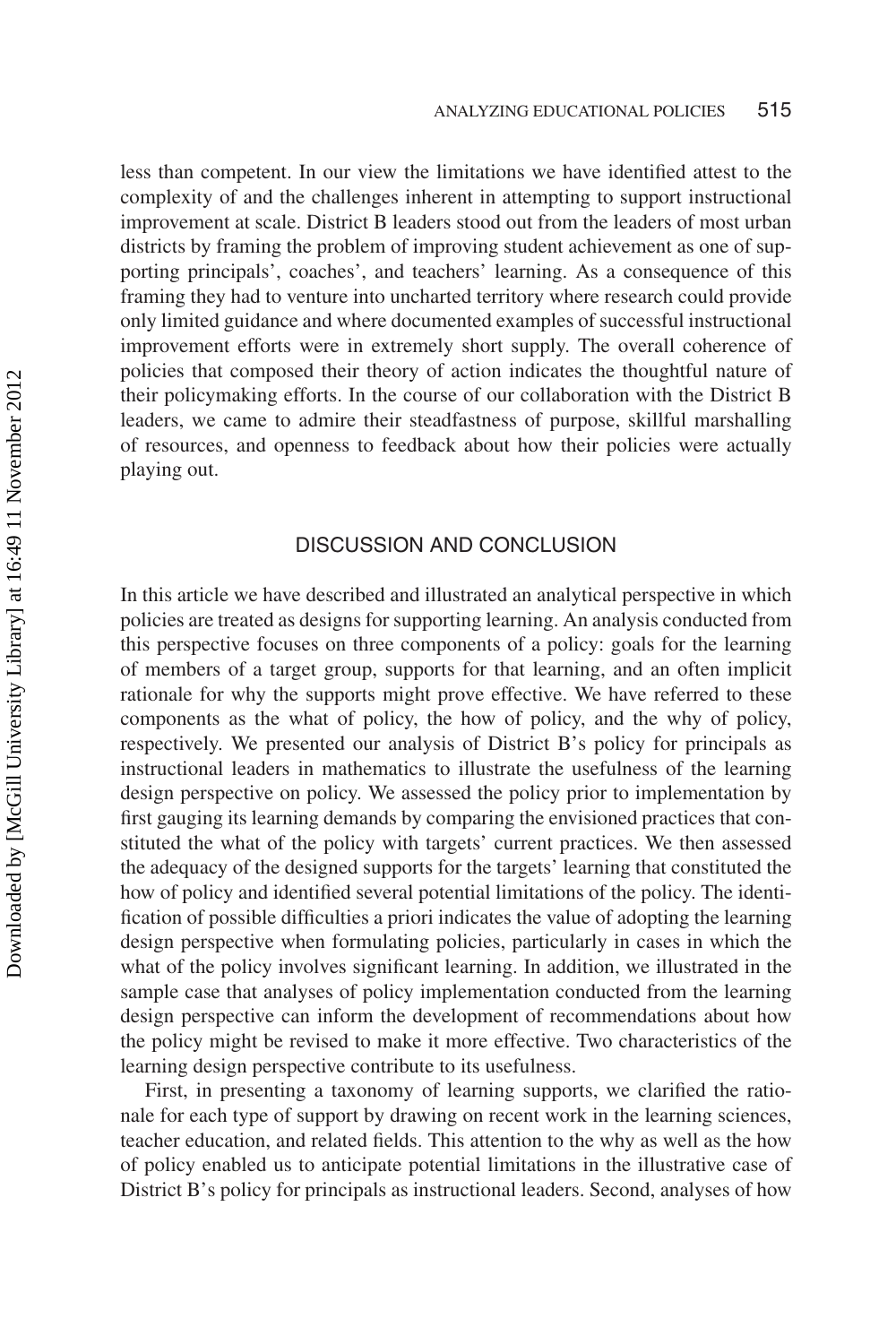less than competent. In our view the limitations we have identified attest to the complexity of and the challenges inherent in attempting to support instructional improvement at scale. District B leaders stood out from the leaders of most urban districts by framing the problem of improving student achievement as one of supporting principals', coaches', and teachers' learning. As a consequence of this framing they had to venture into uncharted territory where research could provide only limited guidance and where documented examples of successful instructional improvement efforts were in extremely short supply. The overall coherence of policies that composed their theory of action indicates the thoughtful nature of their policymaking efforts. In the course of our collaboration with the District B leaders, we came to admire their steadfastness of purpose, skillful marshalling of resources, and openness to feedback about how their policies were actually playing out.

## DISCUSSION AND CONCLUSION

In this article we have described and illustrated an analytical perspective in which policies are treated as designs for supporting learning. An analysis conducted from this perspective focuses on three components of a policy: goals for the learning of members of a target group, supports for that learning, and an often implicit rationale for why the supports might prove effective. We have referred to these components as the what of policy, the how of policy, and the why of policy, respectively. We presented our analysis of District B's policy for principals as instructional leaders in mathematics to illustrate the usefulness of the learning design perspective on policy. We assessed the policy prior to implementation by first gauging its learning demands by comparing the envisioned practices that constituted the what of the policy with targets' current practices. We then assessed the adequacy of the designed supports for the targets' learning that constituted the how of policy and identified several potential limitations of the policy. The identification of possible difficulties a priori indicates the value of adopting the learning design perspective when formulating policies, particularly in cases in which the what of the policy involves significant learning. In addition, we illustrated in the sample case that analyses of policy implementation conducted from the learning design perspective can inform the development of recommendations about how the policy might be revised to make it more effective. Two characteristics of the learning design perspective contribute to its usefulness.

First, in presenting a taxonomy of learning supports, we clarified the rationale for each type of support by drawing on recent work in the learning sciences, teacher education, and related fields. This attention to the why as well as the how of policy enabled us to anticipate potential limitations in the illustrative case of District B's policy for principals as instructional leaders. Second, analyses of how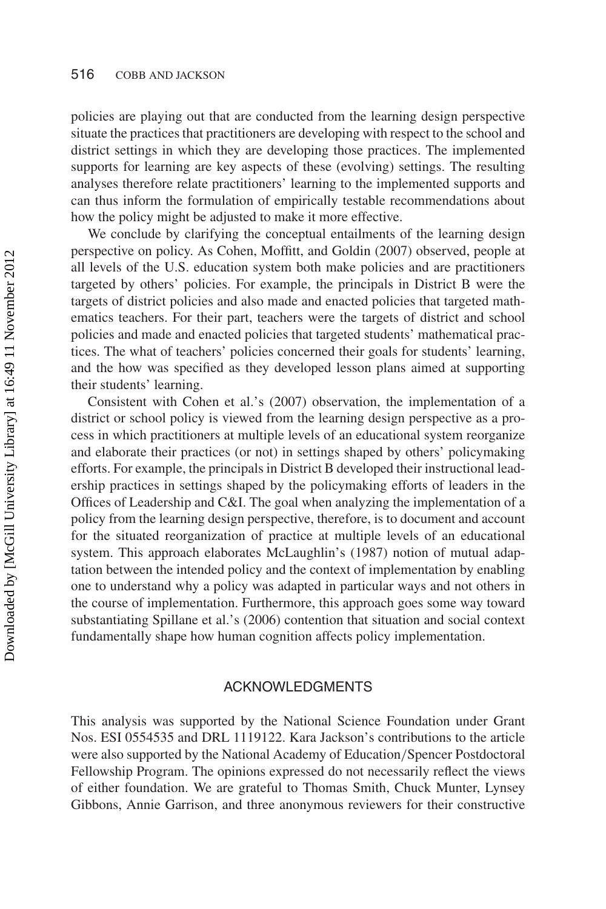policies are playing out that are conducted from the learning design perspective situate the practices that practitioners are developing with respect to the school and district settings in which they are developing those practices. The implemented supports for learning are key aspects of these (evolving) settings. The resulting analyses therefore relate practitioners' learning to the implemented supports and can thus inform the formulation of empirically testable recommendations about how the policy might be adjusted to make it more effective.

We conclude by clarifying the conceptual entailments of the learning design perspective on policy. As Cohen, Moffitt, and Goldin (2007) observed, people at all levels of the U.S. education system both make policies and are practitioners targeted by others' policies. For example, the principals in District B were the targets of district policies and also made and enacted policies that targeted mathematics teachers. For their part, teachers were the targets of district and school policies and made and enacted policies that targeted students' mathematical practices. The what of teachers' policies concerned their goals for students' learning, and the how was specified as they developed lesson plans aimed at supporting their students' learning.

Consistent with Cohen et al.'s (2007) observation, the implementation of a district or school policy is viewed from the learning design perspective as a process in which practitioners at multiple levels of an educational system reorganize and elaborate their practices (or not) in settings shaped by others' policymaking efforts. For example, the principals in District B developed their instructional leadership practices in settings shaped by the policymaking efforts of leaders in the Offices of Leadership and C&I. The goal when analyzing the implementation of a policy from the learning design perspective, therefore, is to document and account for the situated reorganization of practice at multiple levels of an educational system. This approach elaborates McLaughlin's (1987) notion of mutual adaptation between the intended policy and the context of implementation by enabling one to understand why a policy was adapted in particular ways and not others in the course of implementation. Furthermore, this approach goes some way toward substantiating Spillane et al.'s (2006) contention that situation and social context fundamentally shape how human cognition affects policy implementation.

## ACKNOWLEDGMENTS

This analysis was supported by the National Science Foundation under Grant Nos. ESI 0554535 and DRL 1119122. Kara Jackson's contributions to the article were also supported by the National Academy of Education/Spencer Postdoctoral Fellowship Program. The opinions expressed do not necessarily reflect the views of either foundation. We are grateful to Thomas Smith, Chuck Munter, Lynsey Gibbons, Annie Garrison, and three anonymous reviewers for their constructive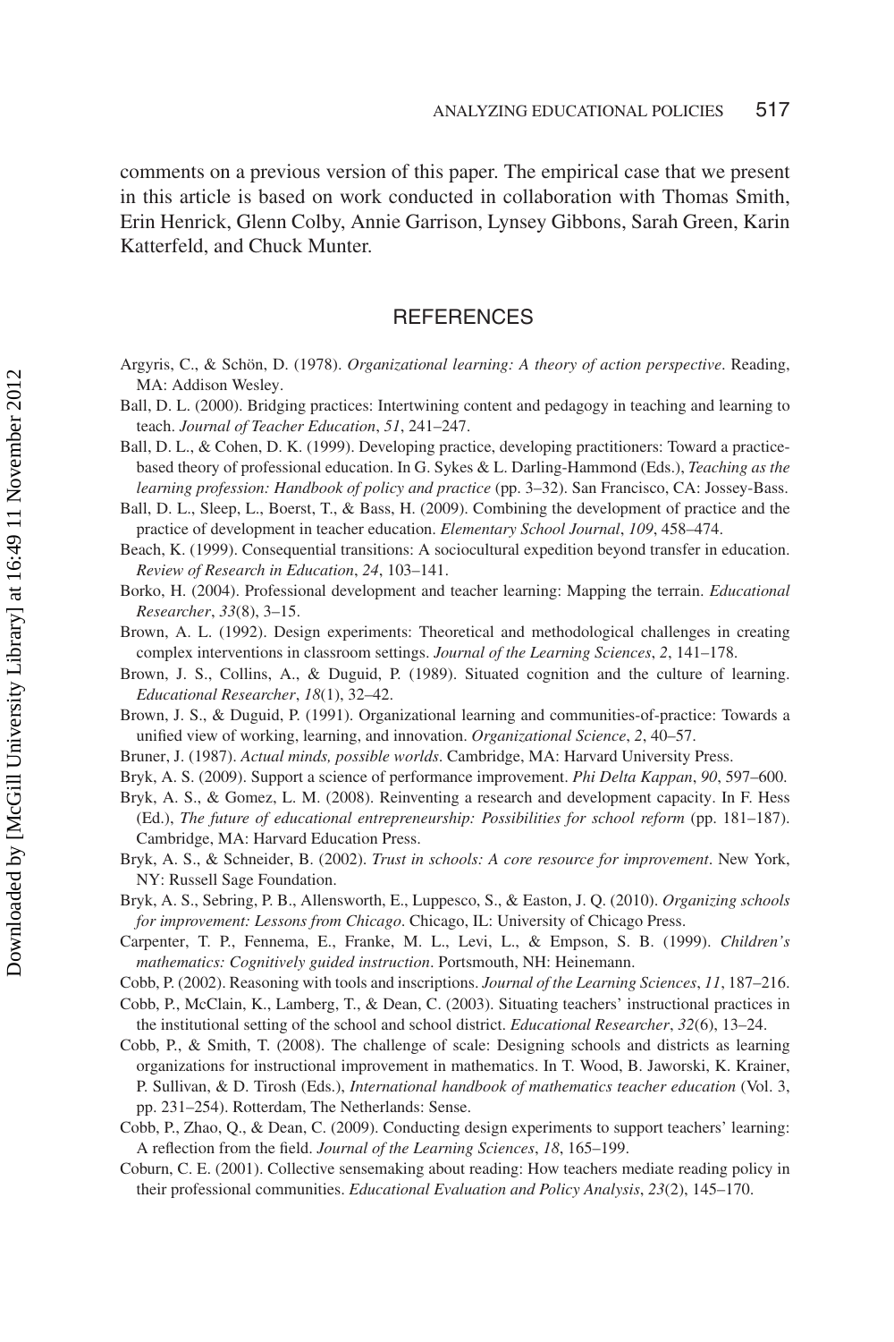comments on a previous version of this paper. The empirical case that we present in this article is based on work conducted in collaboration with Thomas Smith, Erin Henrick, Glenn Colby, Annie Garrison, Lynsey Gibbons, Sarah Green, Karin Katterfeld, and Chuck Munter.

## REFERENCES

Argyris, C., & Schön, D. (1978). *Organizational learning: A theory of action perspective*. Reading, MA: Addison Wesley.

Ball, D. L. (2000). Bridging practices: Intertwining content and pedagogy in teaching and learning to teach. *Journal of Teacher Education*, *51*, 241–247.

Ball, D. L., & Cohen, D. K. (1999). Developing practice, developing practitioners: Toward a practice-based theory of professional education. In G. Sykes & L. Darling-Hammond (Eds.), *Teaching as the learning profession: Handbook of policy and practice* (pp. 3–32). San Francisco, CA: Jossey-Bass.

Ball, D. L., Sleep, L., Boerst, T., & Bass, H. (2009). Combining the development of practice and the practice of development in teacher education. *Elementary School Journal*, *109*, 458–474.

Beach, K. (1999). Consequential transitions: A sociocultural expedition beyond transfer in education. *Review of Research in Education*, *24*, 103–141.

Borko, H. (2004). Professional development and teacher learning: Mapping the terrain. *Educational Researcher*, *33*(8), 3–15.

Brown, A. L. (1992). Design experiments: Theoretical and methodological challenges in creating complex interventions in classroom settings. *Journal of the Learning Sciences*, *2*, 141–178.

Brown, J. S., Collins, A., & Duguid, P. (1989). Situated cognition and the culture of learning. *Educational Researcher*, *18*(1), 32–42.

Brown, J. S., & Duguid, P. (1991). Organizational learning and communities-of-practice: Towards a unified view of working, learning, and innovation. *Organizational Science*, *2*, 40–57.

Bruner, J. (1987). *Actual minds, possible worlds*. Cambridge, MA: Harvard University Press.

Bryk, A. S. (2009). Support a science of performance improvement. *Phi Delta Kappan*, *90*, 597–600.

Bryk, A. S., & Gomez, L. M. (2008). Reinventing a research and development capacity. In F. Hess (Ed.), *The future of educational entrepreneurship: Possibilities for school reform* (pp. 181–187). Cambridge, MA: Harvard Education Press.

Bryk, A. S., & Schneider, B. (2002). *Trust in schools: A core resource for improvement*. New York, NY: Russell Sage Foundation.

Bryk, A. S., Sebring, P. B., Allensworth, E., Luppesco, S., & Easton, J. Q. (2010). *Organizing schools for improvement: Lessons from Chicago*. Chicago, IL: University of Chicago Press.

Carpenter, T. P., Fennema, E., Franke, M. L., Levi, L., & Empson, S. B. (1999). *Children's mathematics: Cognitively guided instruction*. Portsmouth, NH: Heinemann.

Cobb, P. (2002). Reasoning with tools and inscriptions. *Journal of the Learning Sciences*, *11*, 187–216.

Cobb, P., McClain, K., Lamberg, T., & Dean, C. (2003). Situating teachers' instructional practices in the institutional setting of the school and school district. *Educational Researcher*, *32*(6), 13–24.

Cobb, P., & Smith, T. (2008). The challenge of scale: Designing schools and districts as learning organizations for instructional improvement in mathematics. In T. Wood, B. Jaworski, K. Krainer, P. Sullivan, & D. Tirosh (Eds.), *International handbook of mathematics teacher education* (Vol. 3, pp. 231–254). Rotterdam, The Netherlands: Sense.

Cobb, P., Zhao, Q., & Dean, C. (2009). Conducting design experiments to support teachers' learning: A reflection from the field. *Journal of the Learning Sciences*, *18*, 165–199.

Coburn, C. E. (2001). Collective sensemaking about reading: How teachers mediate reading policy in their professional communities. *Educational Evaluation and Policy Analysis*, *23*(2), 145–170.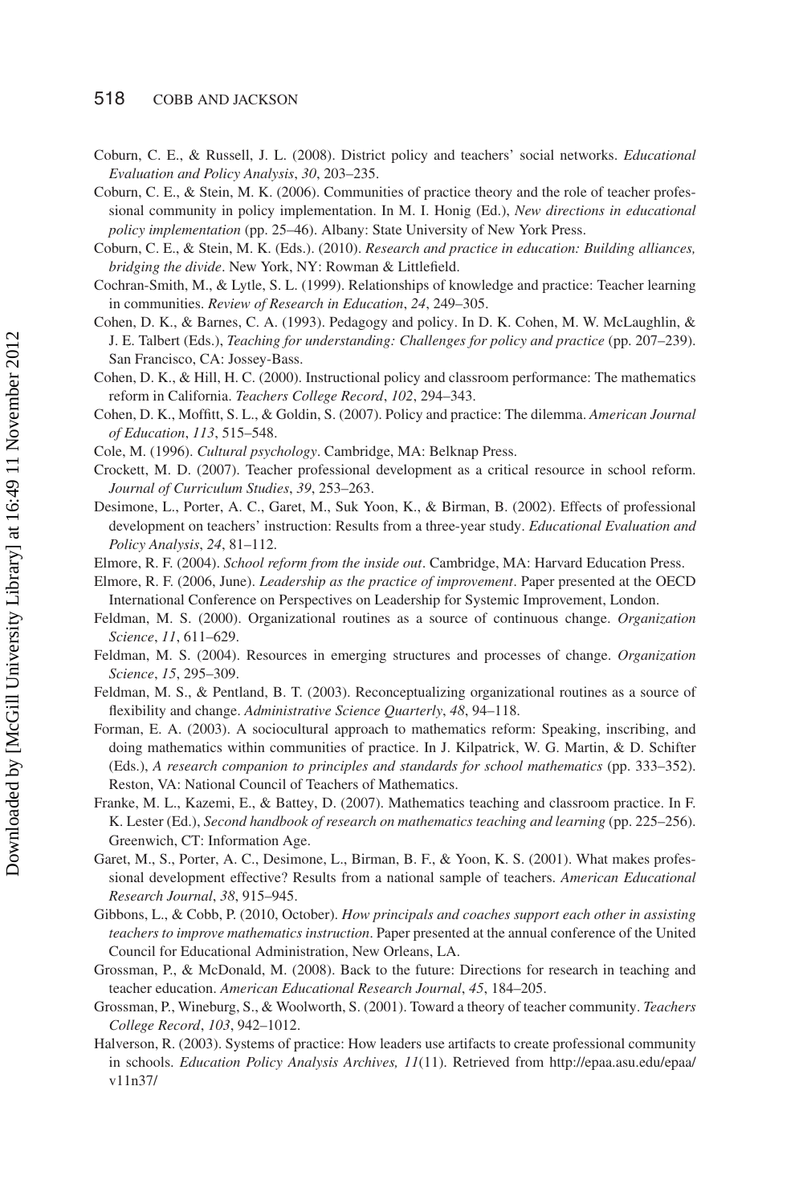Coburn, C. E., & Russell, J. L. (2008). District policy and teachers' social networks. *Educational Evaluation and Policy Analysis*, *30*, 203–235.

Coburn, C. E., & Stein, M. K. (2006). Communities of practice theory and the role of teacher professional community in policy implementation. In M. I. Honig (Ed.), *New directions in educational policy implementation* (pp. 25–46). Albany: State University of New York Press.

Coburn, C. E., & Stein, M. K. (Eds.). (2010). *Research and practice in education: Building alliances, bridging the divide*. New York, NY: Rowman & Littlefield.

Cochran-Smith, M., & Lytle, S. L. (1999). Relationships of knowledge and practice: Teacher learning in communities. *Review of Research in Education*, *24*, 249–305.

Cohen, D. K., & Barnes, C. A. (1993). Pedagogy and policy. In D. K. Cohen, M. W. McLaughlin, & J. E. Talbert (Eds.), *Teaching for understanding: Challenges for policy and practice* (pp. 207–239). San Francisco, CA: Jossey-Bass.

Cohen, D. K., & Hill, H. C. (2000). Instructional policy and classroom performance: The mathematics reform in California. *Teachers College Record*, *102*, 294–343.

Cohen, D. K., Moffitt, S. L., & Goldin, S. (2007). Policy and practice: The dilemma. *American Journal of Education*, *113*, 515–548.

Cole, M. (1996). *Cultural psychology*. Cambridge, MA: Belknap Press.

Crockett, M. D. (2007). Teacher professional development as a critical resource in school reform. *Journal of Curriculum Studies*, *39*, 253–263.

Desimone, L., Porter, A. C., Garet, M., Suk Yoon, K., & Birman, B. (2002). Effects of professional development on teachers' instruction: Results from a three-year study. *Educational Evaluation and Policy Analysis*, *24*, 81–112.

Elmore, R. F. (2004). *School reform from the inside out*. Cambridge, MA: Harvard Education Press.

Elmore, R. F. (2006, June). *Leadership as the practice of improvement*. Paper presented at the OECD International Conference on Perspectives on Leadership for Systemic Improvement, London.

Feldman, M. S. (2000). Organizational routines as a source of continuous change. *Organization Science*, *11*, 611–629.

Feldman, M. S. (2004). Resources in emerging structures and processes of change. *Organization Science*, *15*, 295–309.

Feldman, M. S., & Pentland, B. T. (2003). Reconceptualizing organizational routines as a source of flexibility and change. *Administrative Science Quarterly*, *48*, 94–118.

Forman, E. A. (2003). A sociocultural approach to mathematics reform: Speaking, inscribing, and doing mathematics within communities of practice. In J. Kilpatrick, W. G. Martin, & D. Schifter (Eds.), *A research companion to principles and standards for school mathematics* (pp. 333–352). Reston, VA: National Council of Teachers of Mathematics.

Franke, M. L., Kazemi, E., & Battey, D. (2007). Mathematics teaching and classroom practice. In F. K. Lester (Ed.), *Second handbook of research on mathematics teaching and learning* (pp. 225–256). Greenwich, CT: Information Age.

Garet, M., S., Porter, A. C., Desimone, L., Birman, B. F., & Yoon, K. S. (2001). What makes professional development effective? Results from a national sample of teachers. *American Educational Research Journal*, *38*, 915–945.

Gibbons, L., & Cobb, P. (2010, October). *How principals and coaches support each other in assisting teachers to improve mathematics instruction*. Paper presented at the annual conference of the United Council for Educational Administration, New Orleans, LA.

Grossman, P., & McDonald, M. (2008). Back to the future: Directions for research in teaching and teacher education. *American Educational Research Journal*, *45*, 184–205.

Grossman, P., Wineburg, S., & Woolworth, S. (2001). Toward a theory of teacher community. *Teachers College Record*, *103*, 942–1012.

Halverson, R. (2003). Systems of practice: How leaders use artifacts to create professional community in schools. *Education Policy Analysis Archives, 11*(11). Retrieved from http://epaa.asu.edu/epaa/v11n37/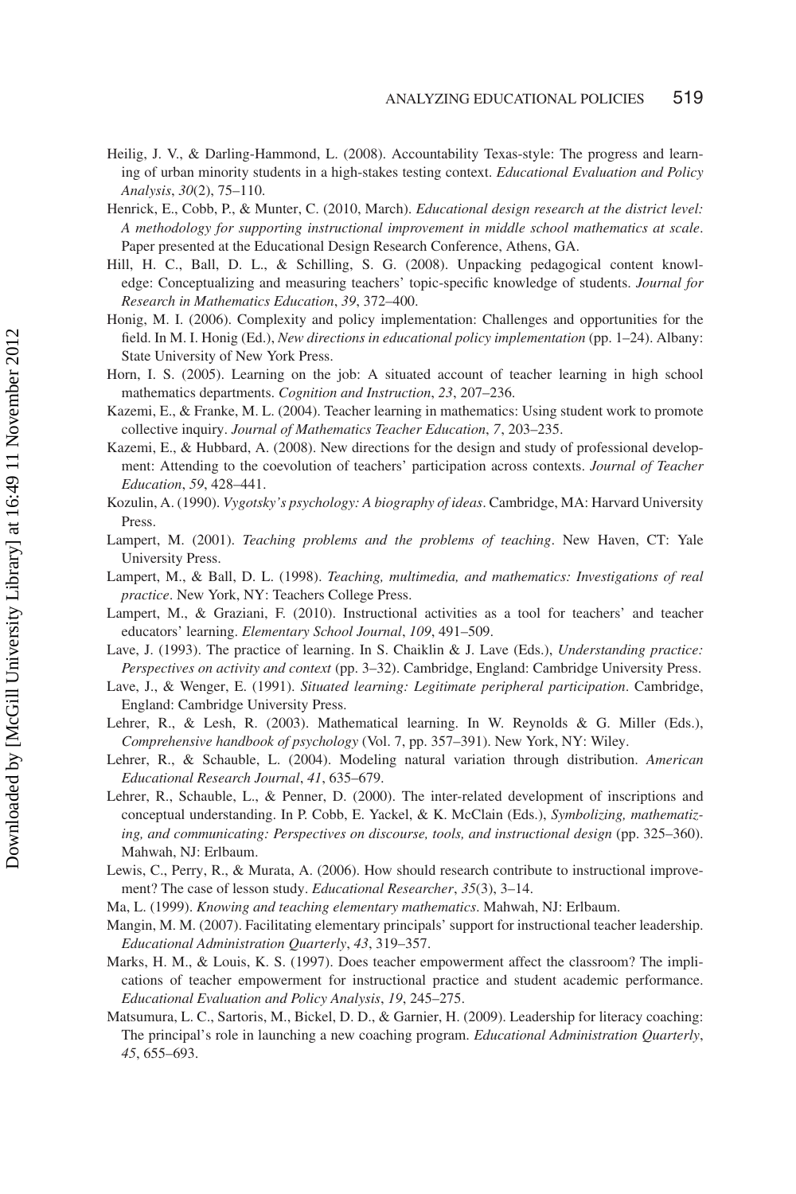Heilig, J. V., & Darling-Hammond, L. (2008). Accountability Texas-style: The progress and learning of urban minority students in a high-stakes testing context. *Educational Evaluation and Policy Analysis*, *30*(2), 75–110.

Henrick, E., Cobb, P., & Munter, C. (2010, March). *Educational design research at the district level: A methodology for supporting instructional improvement in middle school mathematics at scale*. Paper presented at the Educational Design Research Conference, Athens, GA.

Hill, H. C., Ball, D. L., & Schilling, S. G. (2008). Unpacking pedagogical content knowledge: Conceptualizing and measuring teachers' topic-specific knowledge of students. *Journal for Research in Mathematics Education*, *39*, 372–400.

Honig, M. I. (2006). Complexity and policy implementation: Challenges and opportunities for the field. In M. I. Honig (Ed.), *New directions in educational policy implementation* (pp. 1–24). Albany: State University of New York Press.

Horn, I. S. (2005). Learning on the job: A situated account of teacher learning in high school mathematics departments. *Cognition and Instruction*, *23*, 207–236.

Kazemi, E., & Franke, M. L. (2004). Teacher learning in mathematics: Using student work to promote collective inquiry. *Journal of Mathematics Teacher Education*, *7*, 203–235.

Kazemi, E., & Hubbard, A. (2008). New directions for the design and study of professional development: Attending to the coevolution of teachers' participation across contexts. *Journal of Teacher Education*, *59*, 428–441.

Kozulin, A. (1990). *Vygotsky's psychology: A biography of ideas*. Cambridge, MA: Harvard University Press.

Lampert, M. (2001). *Teaching problems and the problems of teaching*. New Haven, CT: Yale University Press.

Lampert, M., & Ball, D. L. (1998). *Teaching, multimedia, and mathematics: Investigations of real practice*. New York, NY: Teachers College Press.

Lampert, M., & Graziani, F. (2010). Instructional activities as a tool for teachers' and teacher educators' learning. *Elementary School Journal*, *109*, 491–509.

Lave, J. (1993). The practice of learning. In S. Chaiklin & J. Lave (Eds.), *Understanding practice: Perspectives on activity and context* (pp. 3–32). Cambridge, England: Cambridge University Press.

Lave, J., & Wenger, E. (1991). *Situated learning: Legitimate peripheral participation*. Cambridge, England: Cambridge University Press.

Lehrer, R., & Lesh, R. (2003). Mathematical learning. In W. Reynolds & G. Miller (Eds.), *Comprehensive handbook of psychology* (Vol. 7, pp. 357–391). New York, NY: Wiley.

Lehrer, R., & Schauble, L. (2004). Modeling natural variation through distribution. *American Educational Research Journal*, *41*, 635–679.

Lehrer, R., Schauble, L., & Penner, D. (2000). The inter-related development of inscriptions and conceptual understanding. In P. Cobb, E. Yackel, & K. McClain (Eds.), *Symbolizing, mathematizing, and communicating: Perspectives on discourse, tools, and instructional design* (pp. 325–360). Mahwah, NJ: Erlbaum.

Lewis, C., Perry, R., & Murata, A. (2006). How should research contribute to instructional improvement? The case of lesson study. *Educational Researcher*, *35*(3), 3–14.

Ma, L. (1999). *Knowing and teaching elementary mathematics*. Mahwah, NJ: Erlbaum.

Mangin, M. M. (2007). Facilitating elementary principals' support for instructional teacher leadership. *Educational Administration Quarterly*, *43*, 319–357.

Marks, H. M., & Louis, K. S. (1997). Does teacher empowerment affect the classroom? The implications of teacher empowerment for instructional practice and student academic performance. *Educational Evaluation and Policy Analysis*, *19*, 245–275.

Matsumura, L. C., Sartoris, M., Bickel, D. D., & Garnier, H. (2009). Leadership for literacy coaching: The principal's role in launching a new coaching program. *Educational Administration Quarterly*, *45*, 655–693.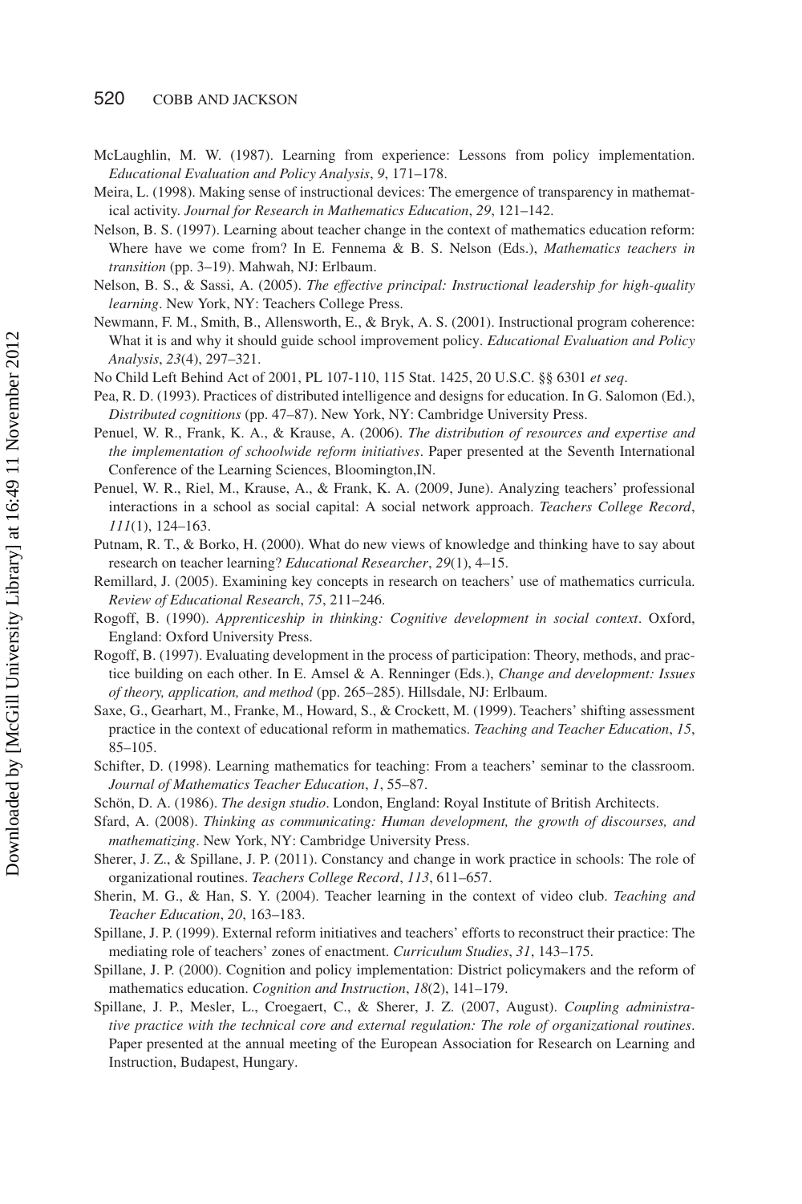McLaughlin, M. W. (1987). Learning from experience: Lessons from policy implementation. *Educational Evaluation and Policy Analysis*, *9*, 171–178.

Meira, L. (1998). Making sense of instructional devices: The emergence of transparency in mathematical activity. *Journal for Research in Mathematics Education*, *29*, 121–142.

Nelson, B. S. (1997). Learning about teacher change in the context of mathematics education reform: Where have we come from? In E. Fennema & B. S. Nelson (Eds.), *Mathematics teachers in transition* (pp. 3–19). Mahwah, NJ: Erlbaum.

Nelson, B. S., & Sassi, A. (2005). *The effective principal: Instructional leadership for high-quality learning*. New York, NY: Teachers College Press.

Newmann, F. M., Smith, B., Allensworth, E., & Bryk, A. S. (2001). Instructional program coherence: What it is and why it should guide school improvement policy. *Educational Evaluation and Policy Analysis*, *23*(4), 297–321.

No Child Left Behind Act of 2001, PL 107-110, 115 Stat. 1425, 20 U.S.C. §§ 6301 *et seq*.

Pea, R. D. (1993). Practices of distributed intelligence and designs for education. In G. Salomon (Ed.), *Distributed cognitions* (pp. 47–87). New York, NY: Cambridge University Press.

Penuel, W. R., Frank, K. A., & Krause, A. (2006). *The distribution of resources and expertise and the implementation of schoolwide reform initiatives*. Paper presented at the Seventh International Conference of the Learning Sciences, Bloomington,IN.

Penuel, W. R., Riel, M., Krause, A., & Frank, K. A. (2009, June). Analyzing teachers' professional interactions in a school as social capital: A social network approach. *Teachers College Record*, *111*(1), 124–163.

Putnam, R. T., & Borko, H. (2000). What do new views of knowledge and thinking have to say about research on teacher learning? *Educational Researcher*, *29*(1), 4–15.

Remillard, J. (2005). Examining key concepts in research on teachers' use of mathematics curricula. *Review of Educational Research*, *75*, 211–246.

Rogoff, B. (1990). *Apprenticeship in thinking: Cognitive development in social context*. Oxford, England: Oxford University Press.

Rogoff, B. (1997). Evaluating development in the process of participation: Theory, methods, and practice building on each other. In E. Amsel & A. Renninger (Eds.), *Change and development: Issues of theory, application, and method* (pp. 265–285). Hillsdale, NJ: Erlbaum.

Saxe, G., Gearhart, M., Franke, M., Howard, S., & Crockett, M. (1999). Teachers' shifting assessment practice in the context of educational reform in mathematics. *Teaching and Teacher Education*, *15*, 85–105.

Schifter, D. (1998). Learning mathematics for teaching: From a teachers' seminar to the classroom. *Journal of Mathematics Teacher Education*, *1*, 55–87.

Schön, D. A. (1986). *The design studio*. London, England: Royal Institute of British Architects.

Sfard, A. (2008). *Thinking as communicating: Human development, the growth of discourses, and mathematizing*. New York, NY: Cambridge University Press.

Sherer, J. Z., & Spillane, J. P. (2011). Constancy and change in work practice in schools: The role of organizational routines. *Teachers College Record*, *113*, 611–657.

Sherin, M. G., & Han, S. Y. (2004). Teacher learning in the context of video club. *Teaching and Teacher Education*, *20*, 163–183.

Spillane, J. P. (1999). External reform initiatives and teachers' efforts to reconstruct their practice: The mediating role of teachers' zones of enactment. *Curriculum Studies*, *31*, 143–175.

Spillane, J. P. (2000). Cognition and policy implementation: District policymakers and the reform of mathematics education. *Cognition and Instruction*, *18*(2), 141–179.

Spillane, J. P., Mesler, L., Croegaert, C., & Sherer, J. Z. (2007, August). *Coupling administrative practice with the technical core and external regulation: The role of organizational routines*. Paper presented at the annual meeting of the European Association for Research on Learning and Instruction, Budapest, Hungary.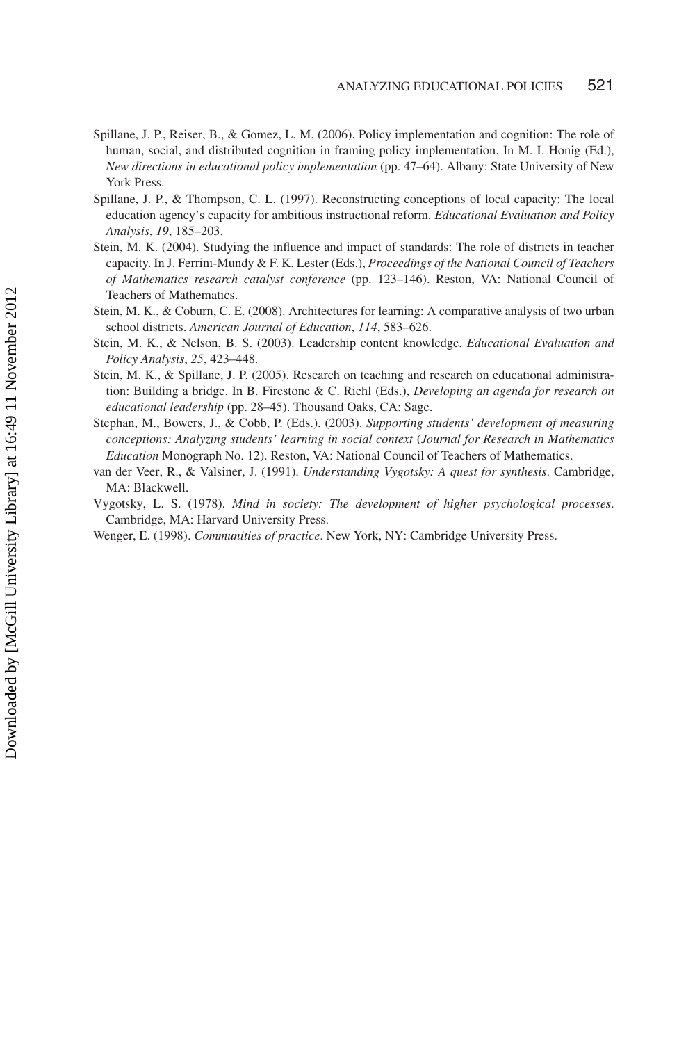Spillane, J. P., Reiser, B., & Gomez, L. M. (2006). Policy implementation and cognition: The role of human, social, and distributed cognition in framing policy implementation. In M. I. Honig (Ed.), *New directions in educational policy implementation* (pp. 47–64). Albany: State University of New York Press.

Spillane, J. P., & Thompson, C. L. (1997). Reconstructing conceptions of local capacity: The local education agency's capacity for ambitious instructional reform. *Educational Evaluation and Policy Analysis*, *19*, 185–203.

Stein, M. K. (2004). Studying the influence and impact of standards: The role of districts in teacher capacity. In J. Ferrini-Mundy & F. K. Lester (Eds.), *Proceedings of the National Council of Teachers of Mathematics research catalyst conference* (pp. 123–146). Reston, VA: National Council of Teachers of Mathematics.

Stein, M. K., & Coburn, C. E. (2008). Architectures for learning: A comparative analysis of two urban school districts. *American Journal of Education*, *114*, 583–626.

Stein, M. K., & Nelson, B. S. (2003). Leadership content knowledge. *Educational Evaluation and Policy Analysis*, *25*, 423–448.

Stein, M. K., & Spillane, J. P. (2005). Research on teaching and research on educational administration: Building a bridge. In B. Firestone & C. Riehl (Eds.), *Developing an agenda for research on educational leadership* (pp. 28–45). Thousand Oaks, CA: Sage.

Stephan, M., Bowers, J., & Cobb, P. (Eds.). (2003). *Supporting students' development of measuring conceptions: Analyzing students' learning in social context* (*Journal for Research in Mathematics Education* Monograph No. 12). Reston, VA: National Council of Teachers of Mathematics.

van der Veer, R., & Valsiner, J. (1991). *Understanding Vygotsky: A quest for synthesis*. Cambridge, MA: Blackwell.

Vygotsky, L. S. (1978). *Mind in society: The development of higher psychological processes*. Cambridge, MA: Harvard University Press.

Wenger, E. (1998). *Communities of practice*. New York, NY: Cambridge University Press.